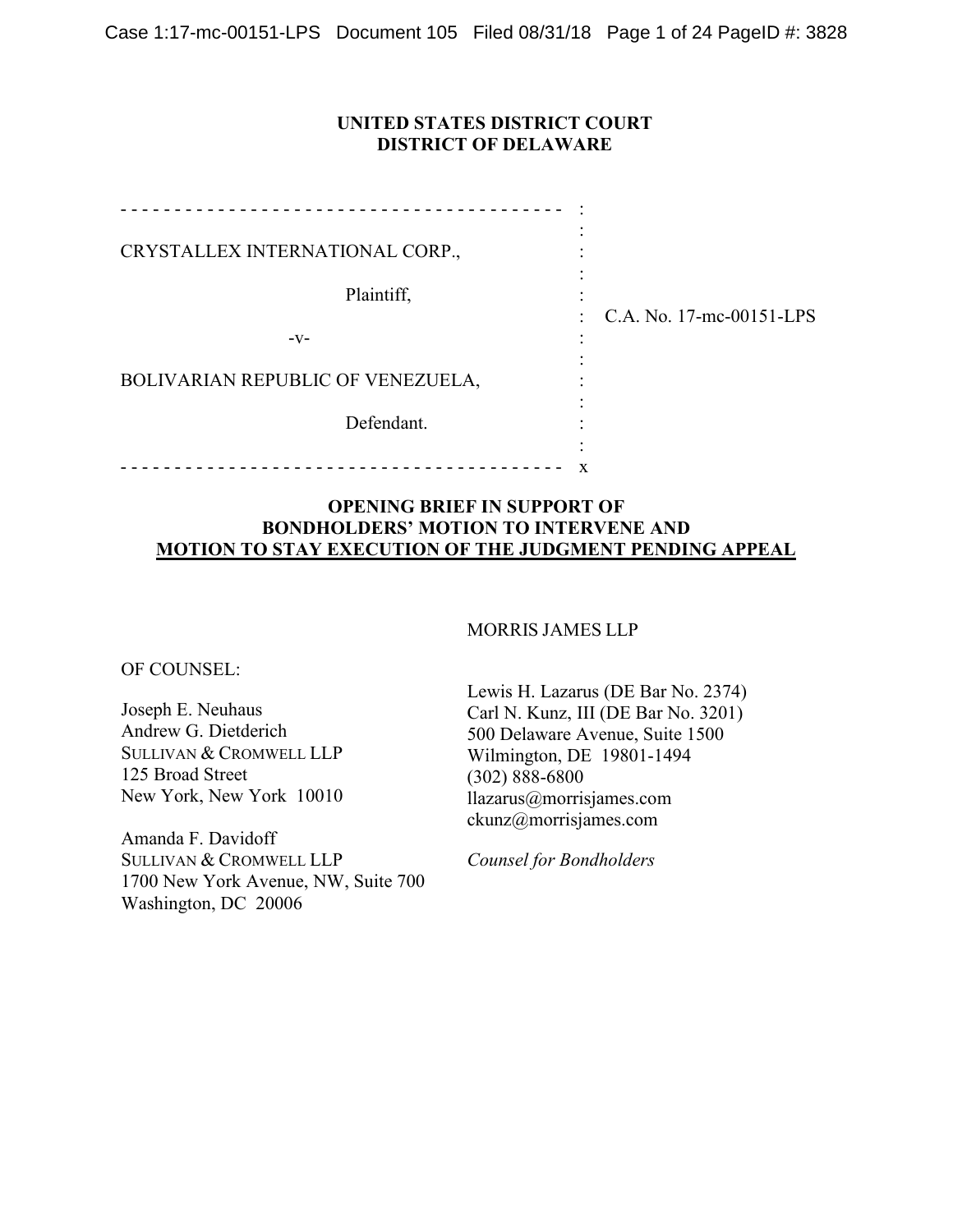**UNITED STATES DISTRICT COURT**
**DISTRICT OF DELAWARE**

| | |
|---|---|
| CRYSTALLEX INTERNATIONAL CORP.,<br><br>Plaintiff,<br><br>-v-<br><br>BOLIVARIAN REPUBLIC OF VENEZUELA,<br><br>Defendant. | C.A. No. 17-mc-00151-LPS |

**OPENING BRIEF IN SUPPORT OF BONDHOLDERS' MOTION TO INTERVENE AND MOTION TO STAY EXECUTION OF THE JUDGMENT PENDING APPEAL**

MORRIS JAMES LLP

OF COUNSEL:

Joseph E. Neuhaus
Andrew G. Dietderich
SULLIVAN & CROMWELL LLP
125 Broad Street
New York, New York 10010

Amanda F. Davidoff
SULLIVAN & CROMWELL LLP
1700 New York Avenue, NW, Suite 700
Washington, DC 20006

Lewis H. Lazarus (DE Bar No. 2374)
Carl N. Kunz, III (DE Bar No. 3201)
500 Delaware Avenue, Suite 1500
Wilmington, DE 19801-1494
(302) 888-6800
llazarus@morrisjames.com
ckunz@morrisjames.com

*Counsel for Bondholders*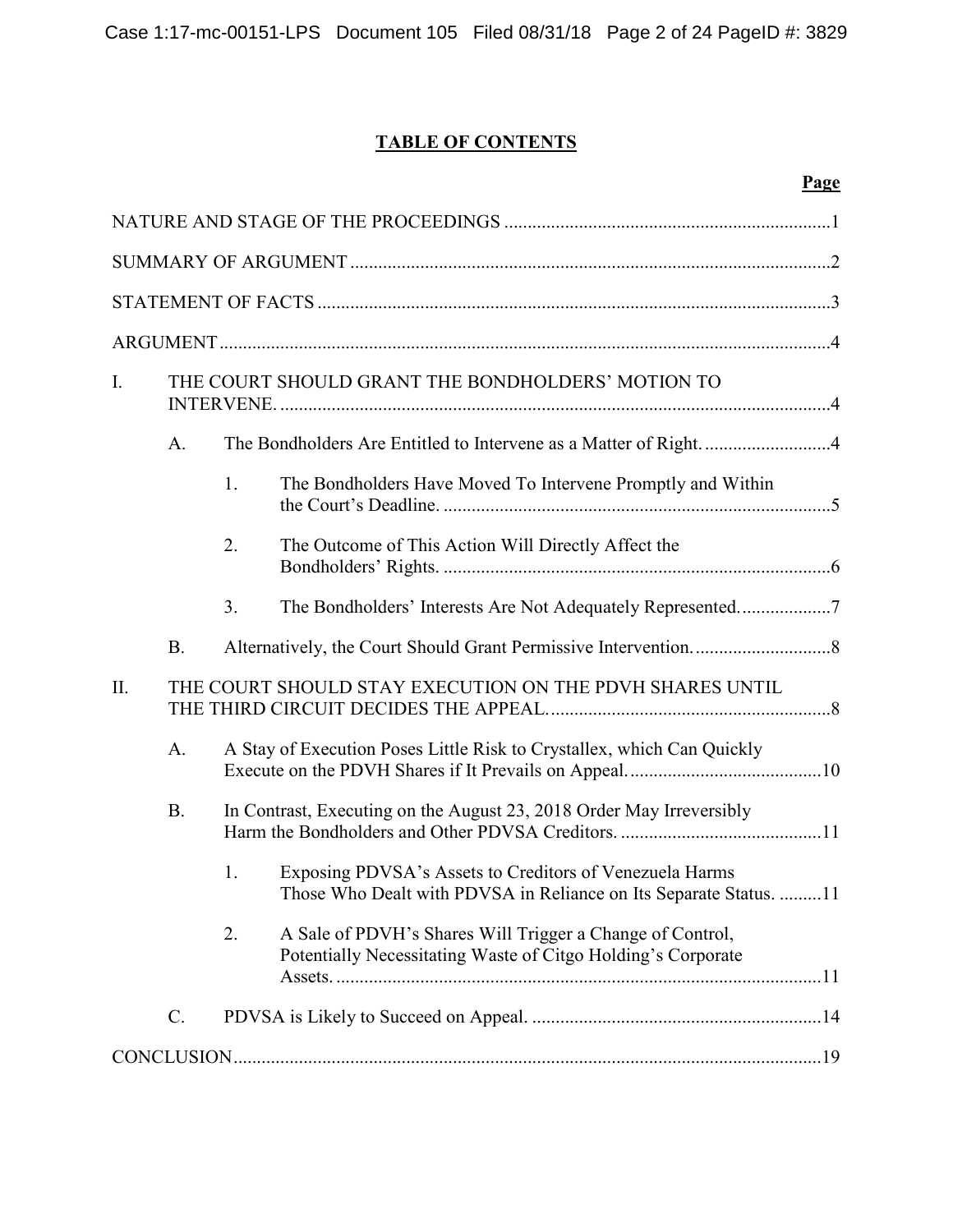# TABLE OF CONTENTS

**Page**

NATURE AND STAGE OF THE PROCEEDINGS ..... 1

SUMMARY OF ARGUMENT ..... 2

STATEMENT OF FACTS ..... 3

ARGUMENT ..... 4

I. THE COURT SHOULD GRANT THE BONDHOLDERS' MOTION TO INTERVENE. ..... 4

- A. The Bondholders Are Entitled to Intervene as a Matter of Right. ..... 4
  - 1. The Bondholders Have Moved To Intervene Promptly and Within the Court's Deadline. ..... 5
  - 2. The Outcome of This Action Will Directly Affect the Bondholders' Rights. ..... 6
  - 3. The Bondholders' Interests Are Not Adequately Represented. ..... 7
- B. Alternatively, the Court Should Grant Permissive Intervention. ..... 8

II. THE COURT SHOULD STAY EXECUTION ON THE PDVH SHARES UNTIL THE THIRD CIRCUIT DECIDES THE APPEAL. ..... 8

- A. A Stay of Execution Poses Little Risk to Crystallex, which Can Quickly Execute on the PDVH Shares if It Prevails on Appeal. ..... 10
- B. In Contrast, Executing on the August 23, 2018 Order May Irreversibly Harm the Bondholders and Other PDVSA Creditors. ..... 11
  - 1. Exposing PDVSA's Assets to Creditors of Venezuela Harms Those Who Dealt with PDVSA in Reliance on Its Separate Status. ..... 11
  - 2. A Sale of PDVH's Shares Will Trigger a Change of Control, Potentially Necessitating Waste of Citgo Holding's Corporate Assets. ..... 11
- C. PDVSA is Likely to Succeed on Appeal. ..... 14

CONCLUSION ..... 19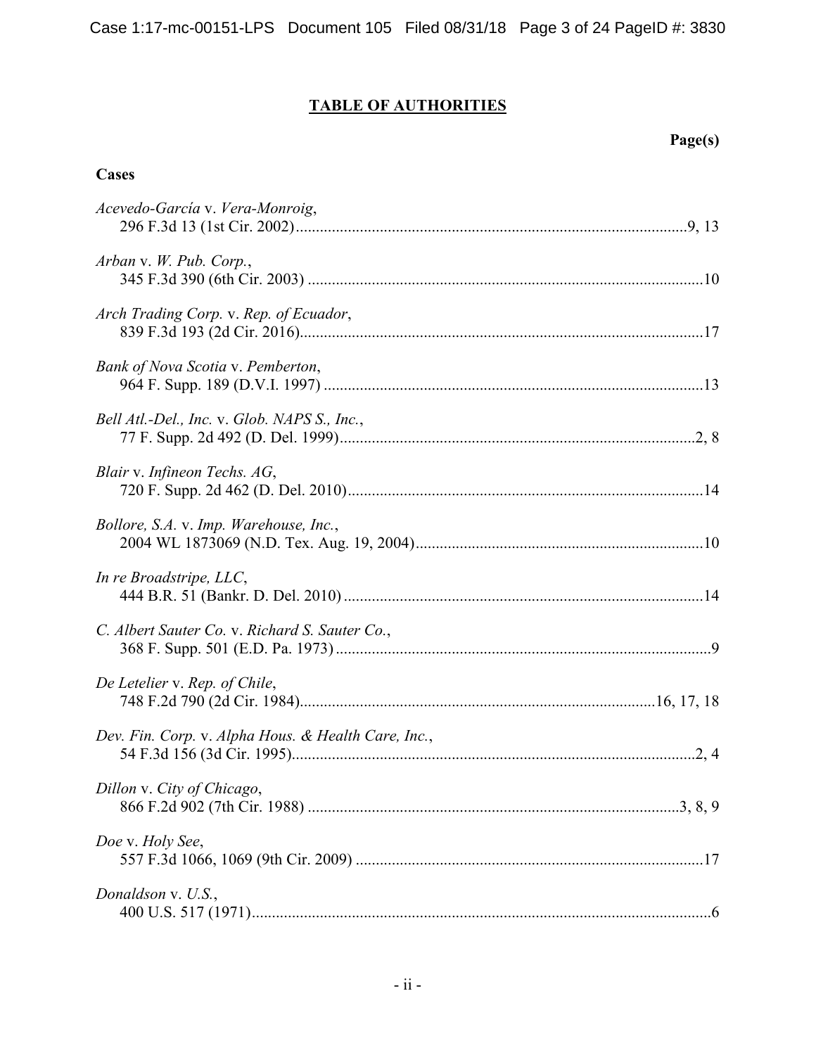# TABLE OF AUTHORITIES

**Page(s)**

## Cases

*Acevedo-García* v. *Vera-Monroig*,
296 F.3d 13 (1st Cir. 2002) ........................................ 9, 13

*Arban* v. *W. Pub. Corp.*,
345 F.3d 390 (6th Cir. 2003) ........................................ 10

*Arch Trading Corp.* v. *Rep. of Ecuador*,
839 F.3d 193 (2d Cir. 2016) ........................................ 17

*Bank of Nova Scotia* v. *Pemberton*,
964 F. Supp. 189 (D.V.I. 1997) ........................................ 13

*Bell Atl.-Del., Inc.* v. *Glob. NAPS S., Inc.*,
77 F. Supp. 2d 492 (D. Del. 1999) ........................................ 2, 8

*Blair* v. *Infineon Techs. AG*,
720 F. Supp. 2d 462 (D. Del. 2010) ........................................ 14

*Bollore, S.A.* v. *Imp. Warehouse, Inc.*,
2004 WL 1873069 (N.D. Tex. Aug. 19, 2004) ........................................ 10

*In re Broadstripe, LLC*,
444 B.R. 51 (Bankr. D. Del. 2010) ........................................ 14

*C. Albert Sauter Co.* v. *Richard S. Sauter Co.*,
368 F. Supp. 501 (E.D. Pa. 1973) ........................................ 9

*De Letelier* v. *Rep. of Chile*,
748 F.2d 790 (2d Cir. 1984) ........................................ 16, 17, 18

*Dev. Fin. Corp.* v. *Alpha Hous. & Health Care, Inc.*,
54 F.3d 156 (3d Cir. 1995) ........................................ 2, 4

*Dillon* v. *City of Chicago*,
866 F.2d 902 (7th Cir. 1988) ........................................ 3, 8, 9

*Doe* v. *Holy See*,
557 F.3d 1066, 1069 (9th Cir. 2009) ........................................ 17

*Donaldson* v. *U.S.*,
400 U.S. 517 (1971) ........................................ 6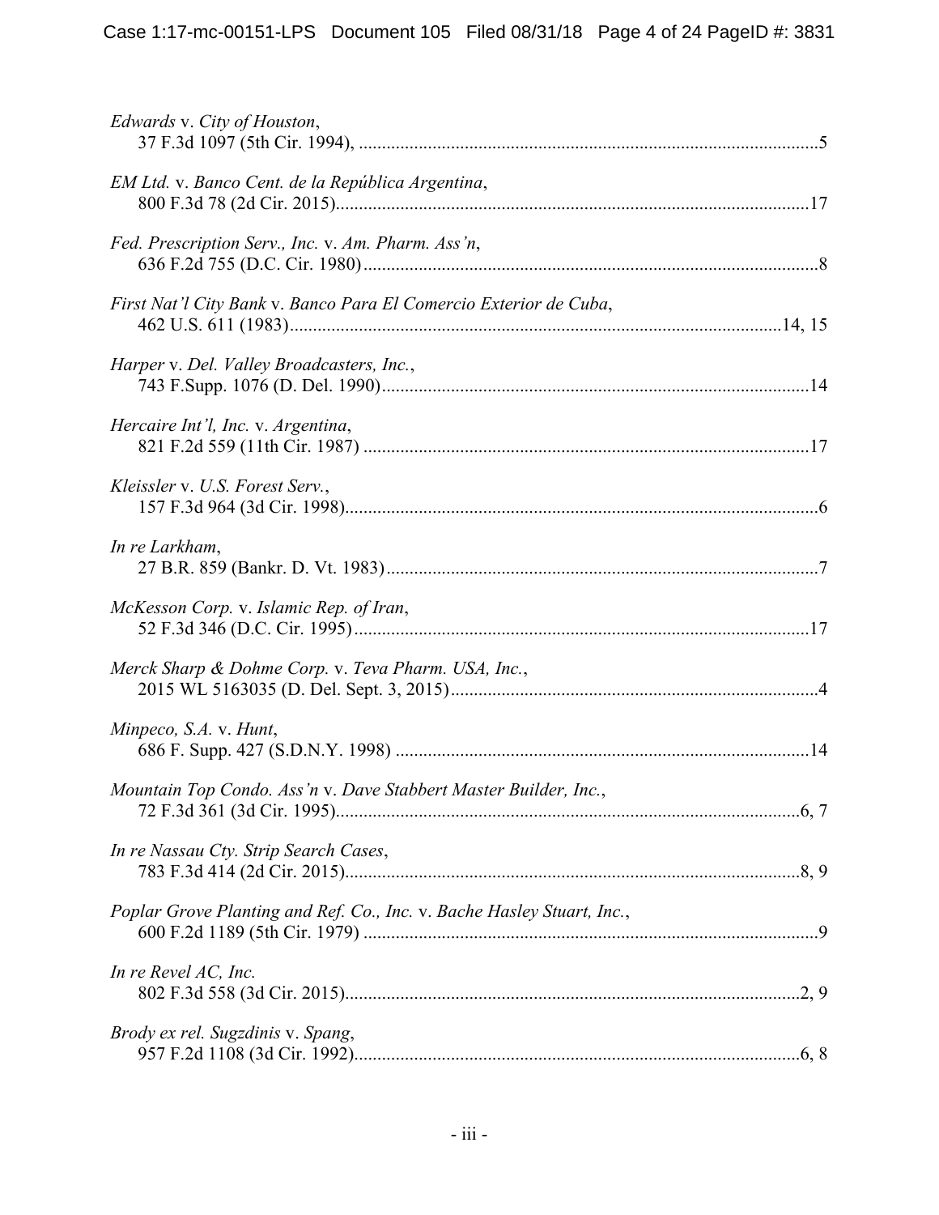*Edwards* v. *City of Houston*,
37 F.3d 1097 (5th Cir. 1994), ....................................................................................................5

*EM Ltd.* v. *Banco Cent. de la República Argentina*,
800 F.3d 78 (2d Cir. 2015).......................................................................................................17

*Fed. Prescription Serv., Inc.* v. *Am. Pharm. Ass'n*,
636 F.2d 755 (D.C. Cir. 1980)...................................................................................................8

*First Nat'l City Bank* v. *Banco Para El Comercio Exterior de Cuba*,
462 U.S. 611 (1983)...........................................................................................................14, 15

*Harper* v. *Del. Valley Broadcasters, Inc.*,
743 F.Supp. 1076 (D. Del. 1990)............................................................................................14

*Hercaire Int'l, Inc.* v. *Argentina*,
821 F.2d 559 (11th Cir. 1987) .................................................................................................17

*Kleissler* v. *U.S. Forest Serv.*,
157 F.3d 964 (3d Cir. 1998)......................................................................................................6

*In re Larkham*,
27 B.R. 859 (Bankr. D. Vt. 1983).............................................................................................7

*McKesson Corp.* v. *Islamic Rep. of Iran*,
52 F.3d 346 (D.C. Cir. 1995)...................................................................................................17

*Merck Sharp & Dohme Corp.* v. *Teva Pharm. USA, Inc.*,
2015 WL 5163035 (D. Del. Sept. 3, 2015)...............................................................................4

*Minpeco, S.A.* v. *Hunt*,
686 F. Supp. 427 (S.D.N.Y. 1998) ..........................................................................................14

*Mountain Top Condo. Ass'n* v. *Dave Stabbert Master Builder, Inc.*,
72 F.3d 361 (3d Cir. 1995).....................................................................................................6, 7

*In re Nassau Cty. Strip Search Cases*,
783 F.3d 414 (2d Cir. 2015)...................................................................................................8, 9

*Poplar Grove Planting and Ref. Co., Inc.* v. *Bache Hasley Stuart, Inc.*,
600 F.2d 1189 (5th Cir. 1979) ..................................................................................................9

*In re Revel AC, Inc.*
802 F.3d 558 (3d Cir. 2015)....................................................................................................2, 9

*Brody ex rel. Sugzdinis* v. *Spang*,
957 F.2d 1108 (3d Cir. 1992)................................................................................................6, 8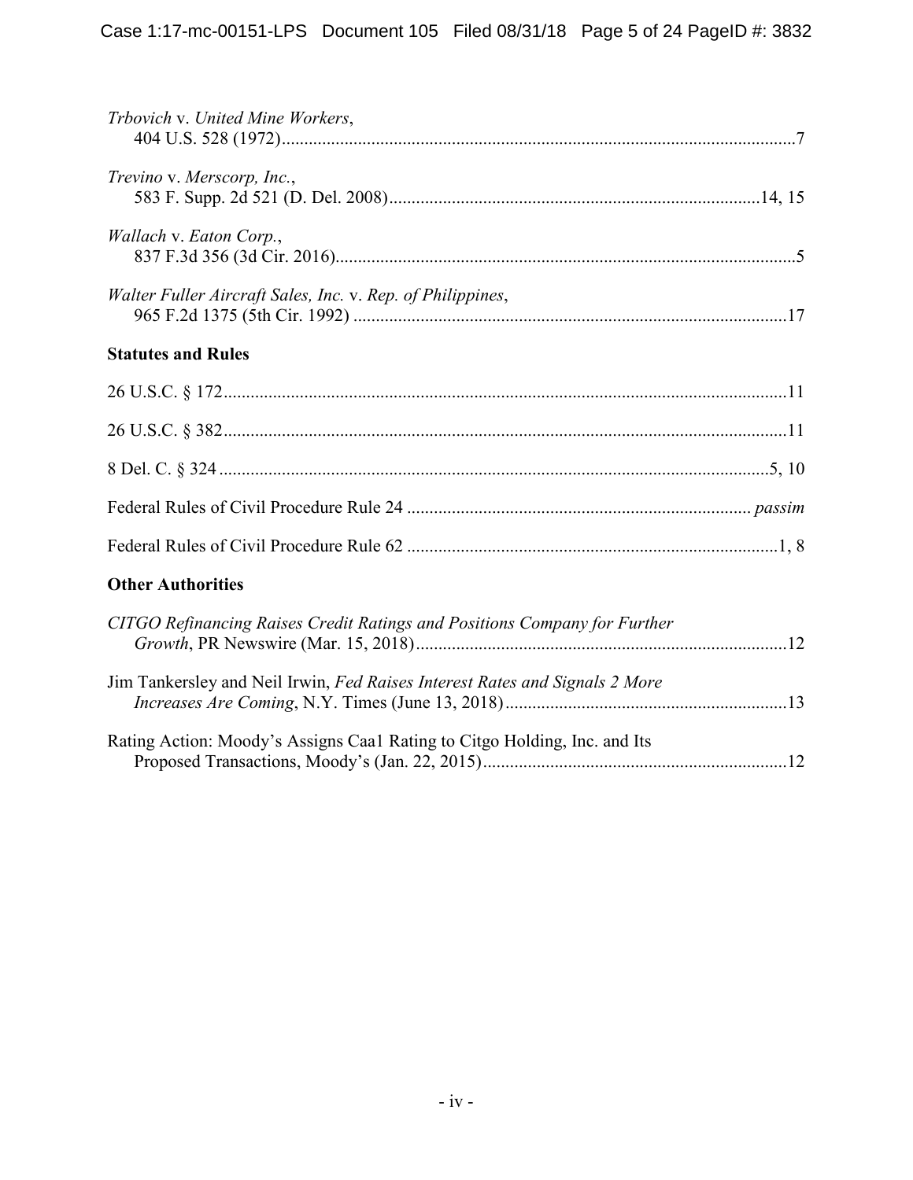*Trbovich* v. *United Mine Workers*,
404 U.S. 528 (1972)....................................................................................................................7

*Trevino* v. *Merscorp, Inc.*,
583 F. Supp. 2d 521 (D. Del. 2008)...................................................................................14, 15

*Wallach* v. *Eaton Corp.*,
837 F.3d 356 (3d Cir. 2016)........................................................................................................5

*Walter Fuller Aircraft Sales, Inc.* v. *Rep. of Philippines*,
965 F.2d 1375 (5th Cir. 1992) ..................................................................................................17

**Statutes and Rules**

26 U.S.C. § 172..............................................................................................................................11

26 U.S.C. § 382..............................................................................................................................11

8 Del. C. § 324 ...........................................................................................................................5, 10

Federal Rules of Civil Procedure Rule 24 ............................................................................ *passim*

Federal Rules of Civil Procedure Rule 62 ...................................................................................1, 8

**Other Authorities**

*CITGO Refinancing Raises Credit Ratings and Positions Company for Further Growth*, PR Newswire (Mar. 15, 2018)...................................................................................12

Jim Tankersley and Neil Irwin, *Fed Raises Interest Rates and Signals 2 More Increases Are Coming*, N.Y. Times (June 13, 2018)..............................................................13

Rating Action: Moody's Assigns Caa1 Rating to Citgo Holding, Inc. and Its Proposed Transactions, Moody's (Jan. 22, 2015)...................................................................12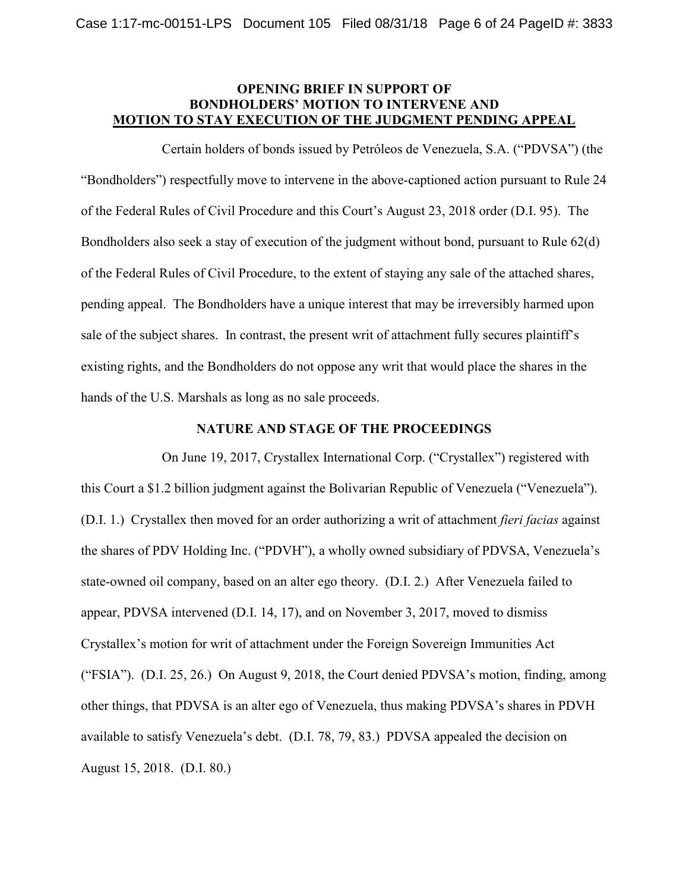**OPENING BRIEF IN SUPPORT OF BONDHOLDERS' MOTION TO INTERVENE AND MOTION TO STAY EXECUTION OF THE JUDGMENT PENDING APPEAL**

Certain holders of bonds issued by Petróleos de Venezuela, S.A. ("PDVSA") (the "Bondholders") respectfully move to intervene in the above-captioned action pursuant to Rule 24 of the Federal Rules of Civil Procedure and this Court's August 23, 2018 order (D.I. 95). The Bondholders also seek a stay of execution of the judgment without bond, pursuant to Rule 62(d) of the Federal Rules of Civil Procedure, to the extent of staying any sale of the attached shares, pending appeal. The Bondholders have a unique interest that may be irreversibly harmed upon sale of the subject shares. In contrast, the present writ of attachment fully secures plaintiff's existing rights, and the Bondholders do not oppose any writ that would place the shares in the hands of the U.S. Marshals as long as no sale proceeds.

**NATURE AND STAGE OF THE PROCEEDINGS**

On June 19, 2017, Crystallex International Corp. ("Crystallex") registered with this Court a $1.2 billion judgment against the Bolivarian Republic of Venezuela ("Venezuela"). (D.I. 1.) Crystallex then moved for an order authorizing a writ of attachment *fieri facias* against the shares of PDV Holding Inc. ("PDVH"), a wholly owned subsidiary of PDVSA, Venezuela's state-owned oil company, based on an alter ego theory. (D.I. 2.) After Venezuela failed to appear, PDVSA intervened (D.I. 14, 17), and on November 3, 2017, moved to dismiss Crystallex's motion for writ of attachment under the Foreign Sovereign Immunities Act ("FSIA"). (D.I. 25, 26.) On August 9, 2018, the Court denied PDVSA's motion, finding, among other things, that PDVSA is an alter ego of Venezuela, thus making PDVSA's shares in PDVH available to satisfy Venezuela's debt. (D.I. 78, 79, 83.) PDVSA appealed the decision on August 15, 2018. (D.I. 80.)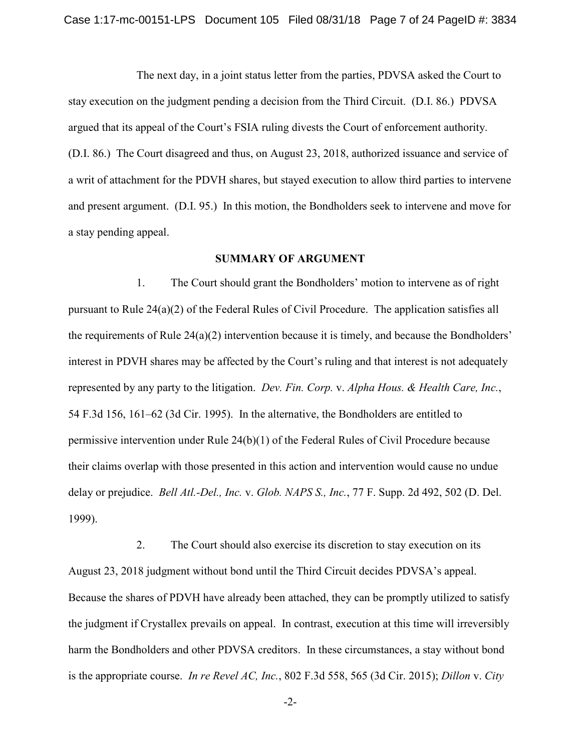The next day, in a joint status letter from the parties, PDVSA asked the Court to stay execution on the judgment pending a decision from the Third Circuit. (D.I. 86.) PDVSA argued that its appeal of the Court's FSIA ruling divests the Court of enforcement authority. (D.I. 86.) The Court disagreed and thus, on August 23, 2018, authorized issuance and service of a writ of attachment for the PDVH shares, but stayed execution to allow third parties to intervene and present argument. (D.I. 95.) In this motion, the Bondholders seek to intervene and move for a stay pending appeal.

## SUMMARY OF ARGUMENT

1. The Court should grant the Bondholders' motion to intervene as of right pursuant to Rule 24(a)(2) of the Federal Rules of Civil Procedure. The application satisfies all the requirements of Rule 24(a)(2) intervention because it is timely, and because the Bondholders' interest in PDVH shares may be affected by the Court's ruling and that interest is not adequately represented by any party to the litigation. *Dev. Fin. Corp.* v. *Alpha Hous. & Health Care, Inc.*, 54 F.3d 156, 161–62 (3d Cir. 1995). In the alternative, the Bondholders are entitled to permissive intervention under Rule 24(b)(1) of the Federal Rules of Civil Procedure because their claims overlap with those presented in this action and intervention would cause no undue delay or prejudice. *Bell Atl.-Del., Inc.* v. *Glob. NAPS S., Inc.*, 77 F. Supp. 2d 492, 502 (D. Del. 1999).

2. The Court should also exercise its discretion to stay execution on its August 23, 2018 judgment without bond until the Third Circuit decides PDVSA's appeal. Because the shares of PDVH have already been attached, they can be promptly utilized to satisfy the judgment if Crystallex prevails on appeal. In contrast, execution at this time will irreversibly harm the Bondholders and other PDVSA creditors. In these circumstances, a stay without bond is the appropriate course. *In re Revel AC, Inc.*, 802 F.3d 558, 565 (3d Cir. 2015); *Dillon* v. *City*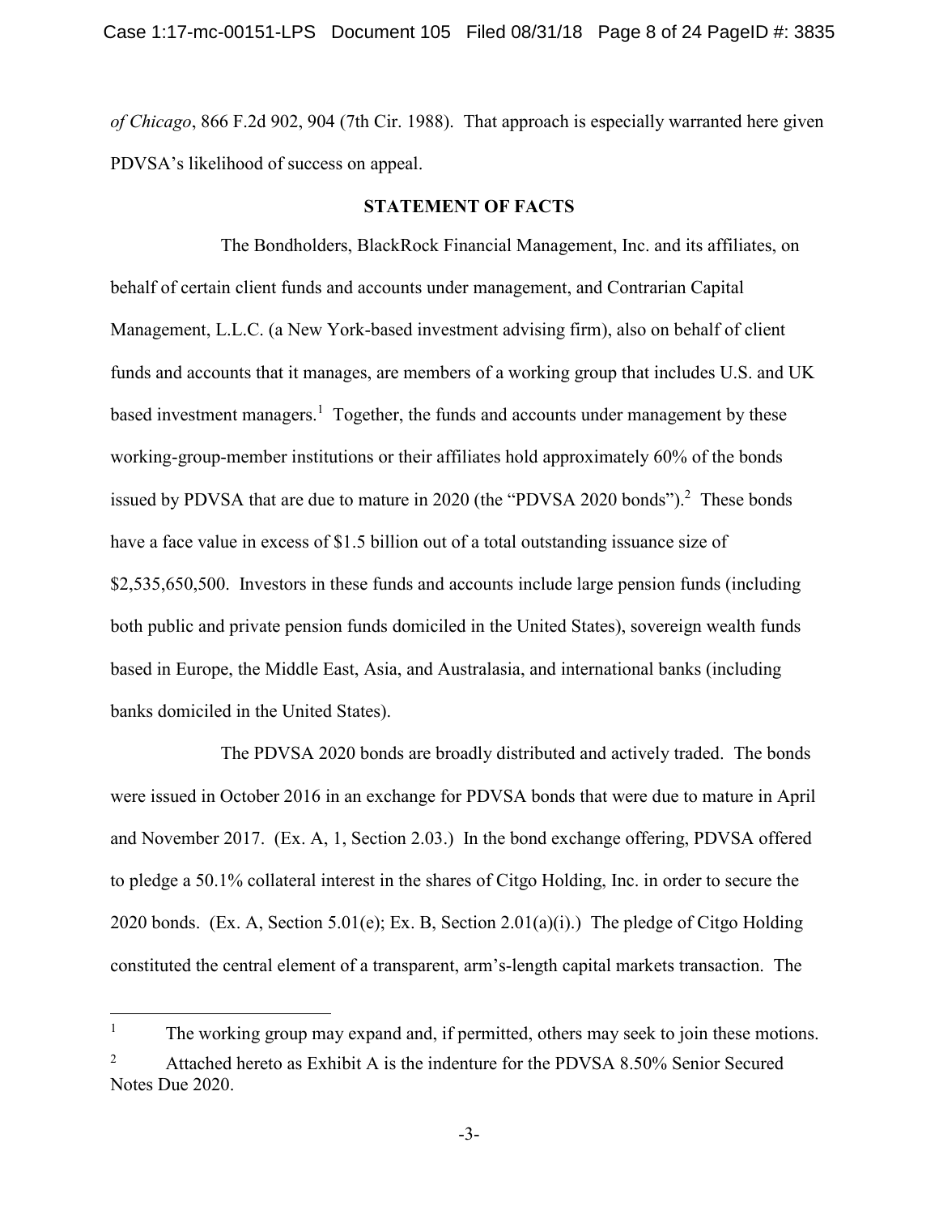*of Chicago*, 866 F.2d 902, 904 (7th Cir. 1988). That approach is especially warranted here given PDVSA's likelihood of success on appeal.

## STATEMENT OF FACTS

The Bondholders, BlackRock Financial Management, Inc. and its affiliates, on behalf of certain client funds and accounts under management, and Contrarian Capital Management, L.L.C. (a New York-based investment advising firm), also on behalf of client funds and accounts that it manages, are members of a working group that includes U.S. and UK based investment managers.[1] Together, the funds and accounts under management by these working-group-member institutions or their affiliates hold approximately 60% of the bonds issued by PDVSA that are due to mature in 2020 (the "PDVSA 2020 bonds").[2] These bonds have a face value in excess of $1.5 billion out of a total outstanding issuance size of $2,535,650,500. Investors in these funds and accounts include large pension funds (including both public and private pension funds domiciled in the United States), sovereign wealth funds based in Europe, the Middle East, Asia, and Australasia, and international banks (including banks domiciled in the United States).

The PDVSA 2020 bonds are broadly distributed and actively traded. The bonds were issued in October 2016 in an exchange for PDVSA bonds that were due to mature in April and November 2017. (Ex. A, 1, Section 2.03.) In the bond exchange offering, PDVSA offered to pledge a 50.1% collateral interest in the shares of Citgo Holding, Inc. in order to secure the 2020 bonds. (Ex. A, Section 5.01(e); Ex. B, Section 2.01(a)(i).) The pledge of Citgo Holding constituted the central element of a transparent, arm's-length capital markets transaction. The

---

[1] The working group may expand and, if permitted, others may seek to join these motions.

[2] Attached hereto as Exhibit A is the indenture for the PDVSA 8.50% Senior Secured Notes Due 2020.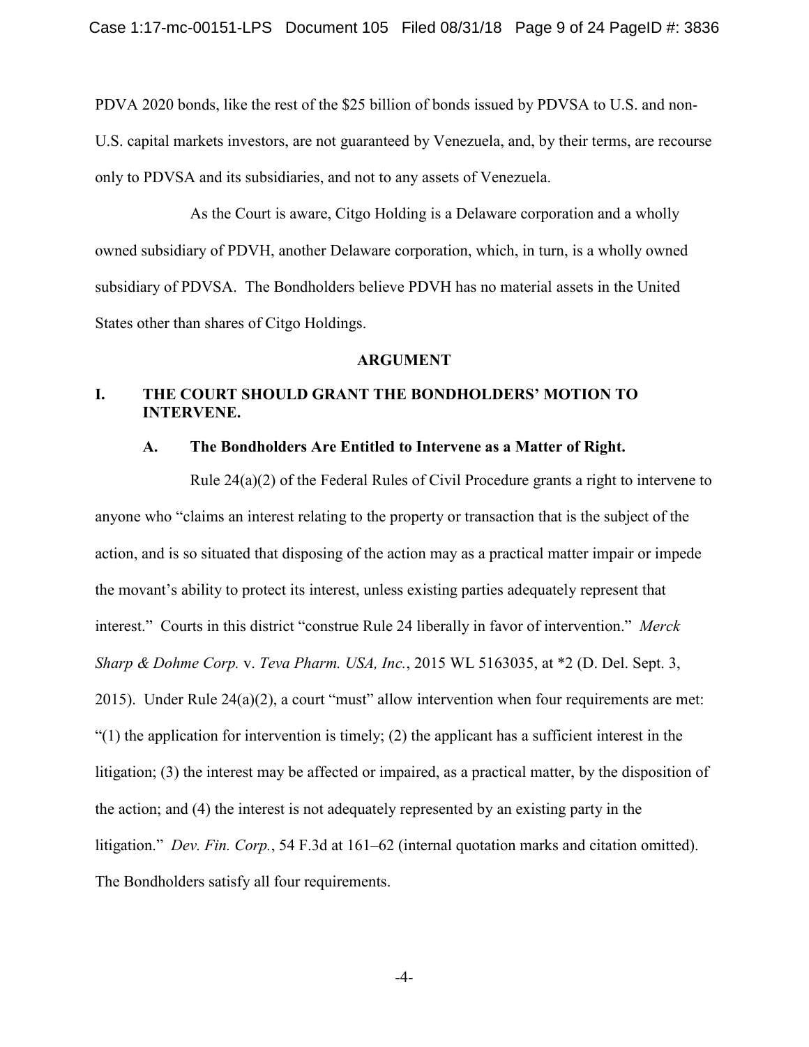PDVA 2020 bonds, like the rest of the $25 billion of bonds issued by PDVSA to U.S. and non-U.S. capital markets investors, are not guaranteed by Venezuela, and, by their terms, are recourse only to PDVSA and its subsidiaries, and not to any assets of Venezuela.

As the Court is aware, Citgo Holding is a Delaware corporation and a wholly owned subsidiary of PDVH, another Delaware corporation, which, in turn, is a wholly owned subsidiary of PDVSA. The Bondholders believe PDVH has no material assets in the United States other than shares of Citgo Holdings.

## ARGUMENT

### I. THE COURT SHOULD GRANT THE BONDHOLDERS' MOTION TO INTERVENE.

#### A. The Bondholders Are Entitled to Intervene as a Matter of Right.

Rule 24(a)(2) of the Federal Rules of Civil Procedure grants a right to intervene to anyone who "claims an interest relating to the property or transaction that is the subject of the action, and is so situated that disposing of the action may as a practical matter impair or impede the movant's ability to protect its interest, unless existing parties adequately represent that interest." Courts in this district "construe Rule 24 liberally in favor of intervention." *Merck Sharp & Dohme Corp.* v. *Teva Pharm. USA, Inc.*, 2015 WL 5163035, at *2 (D. Del. Sept. 3, 2015). Under Rule 24(a)(2), a court "must" allow intervention when four requirements are met: "(1) the application for intervention is timely; (2) the applicant has a sufficient interest in the litigation; (3) the interest may be affected or impaired, as a practical matter, by the disposition of the action; and (4) the interest is not adequately represented by an existing party in the litigation." *Dev. Fin. Corp.*, 54 F.3d at 161–62 (internal quotation marks and citation omitted). The Bondholders satisfy all four requirements.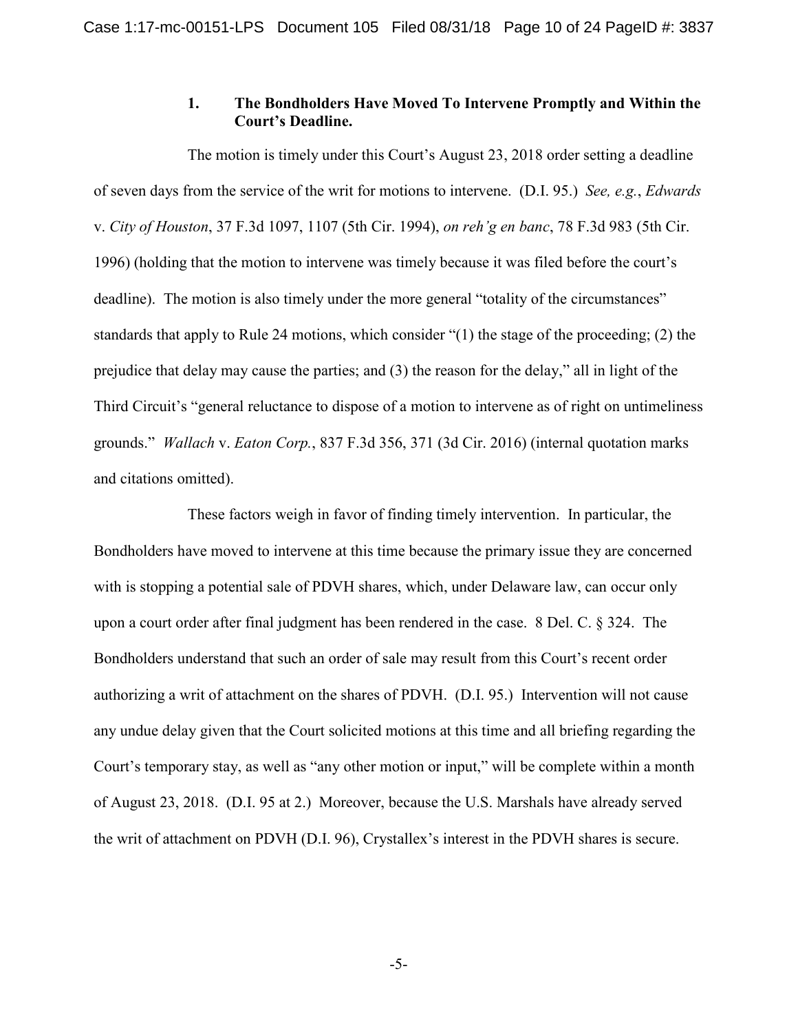### 1. The Bondholders Have Moved To Intervene Promptly and Within the Court's Deadline.

The motion is timely under this Court's August 23, 2018 order setting a deadline of seven days from the service of the writ for motions to intervene. (D.I. 95.) *See, e.g.*, *Edwards* v. *City of Houston*, 37 F.3d 1097, 1107 (5th Cir. 1994), *on reh'g en banc*, 78 F.3d 983 (5th Cir. 1996) (holding that the motion to intervene was timely because it was filed before the court's deadline). The motion is also timely under the more general "totality of the circumstances" standards that apply to Rule 24 motions, which consider "(1) the stage of the proceeding; (2) the prejudice that delay may cause the parties; and (3) the reason for the delay," all in light of the Third Circuit's "general reluctance to dispose of a motion to intervene as of right on untimeliness grounds." *Wallach* v. *Eaton Corp.*, 837 F.3d 356, 371 (3d Cir. 2016) (internal quotation marks and citations omitted).

These factors weigh in favor of finding timely intervention. In particular, the Bondholders have moved to intervene at this time because the primary issue they are concerned with is stopping a potential sale of PDVH shares, which, under Delaware law, can occur only upon a court order after final judgment has been rendered in the case. 8 Del. C. § 324. The Bondholders understand that such an order of sale may result from this Court's recent order authorizing a writ of attachment on the shares of PDVH. (D.I. 95.) Intervention will not cause any undue delay given that the Court solicited motions at this time and all briefing regarding the Court's temporary stay, as well as "any other motion or input," will be complete within a month of August 23, 2018. (D.I. 95 at 2.) Moreover, because the U.S. Marshals have already served the writ of attachment on PDVH (D.I. 96), Crystallex's interest in the PDVH shares is secure.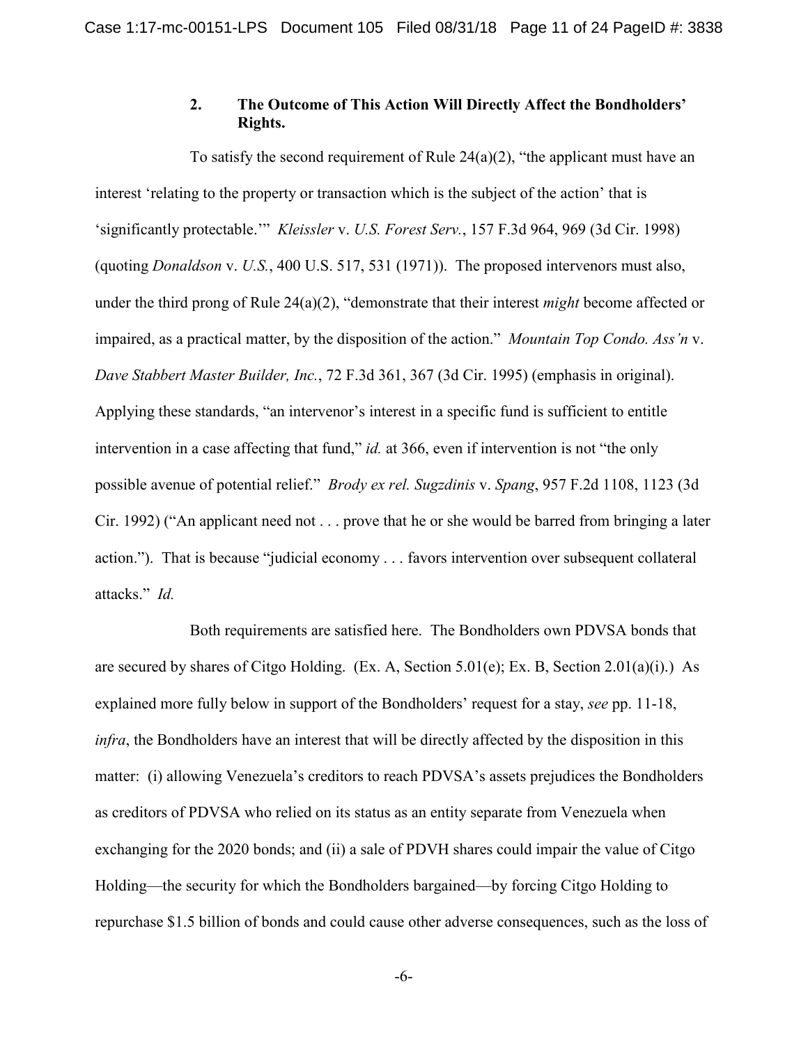### 2. The Outcome of This Action Will Directly Affect the Bondholders' Rights.

To satisfy the second requirement of Rule 24(a)(2), "the applicant must have an interest 'relating to the property or transaction which is the subject of the action' that is 'significantly protectable.'" *Kleissler* v. *U.S. Forest Serv.*, 157 F.3d 964, 969 (3d Cir. 1998) (quoting *Donaldson* v. *U.S.*, 400 U.S. 517, 531 (1971)). The proposed intervenors must also, under the third prong of Rule 24(a)(2), "demonstrate that their interest *might* become affected or impaired, as a practical matter, by the disposition of the action." *Mountain Top Condo. Ass'n* v. *Dave Stabbert Master Builder, Inc.*, 72 F.3d 361, 367 (3d Cir. 1995) (emphasis in original). Applying these standards, "an intervenor's interest in a specific fund is sufficient to entitle intervention in a case affecting that fund," *id.* at 366, even if intervention is not "the only possible avenue of potential relief." *Brody ex rel. Sugzdinis* v. *Spang*, 957 F.2d 1108, 1123 (3d Cir. 1992) ("An applicant need not . . . prove that he or she would be barred from bringing a later action."). That is because "judicial economy . . . favors intervention over subsequent collateral attacks." *Id.*

Both requirements are satisfied here. The Bondholders own PDVSA bonds that are secured by shares of Citgo Holding. (Ex. A, Section 5.01(e); Ex. B, Section 2.01(a)(i).) As explained more fully below in support of the Bondholders' request for a stay, *see* pp. 11-18, *infra*, the Bondholders have an interest that will be directly affected by the disposition in this matter: (i) allowing Venezuela's creditors to reach PDVSA's assets prejudices the Bondholders as creditors of PDVSA who relied on its status as an entity separate from Venezuela when exchanging for the 2020 bonds; and (ii) a sale of PDVH shares could impair the value of Citgo Holding—the security for which the Bondholders bargained—by forcing Citgo Holding to repurchase $1.5 billion of bonds and could cause other adverse consequences, such as the loss of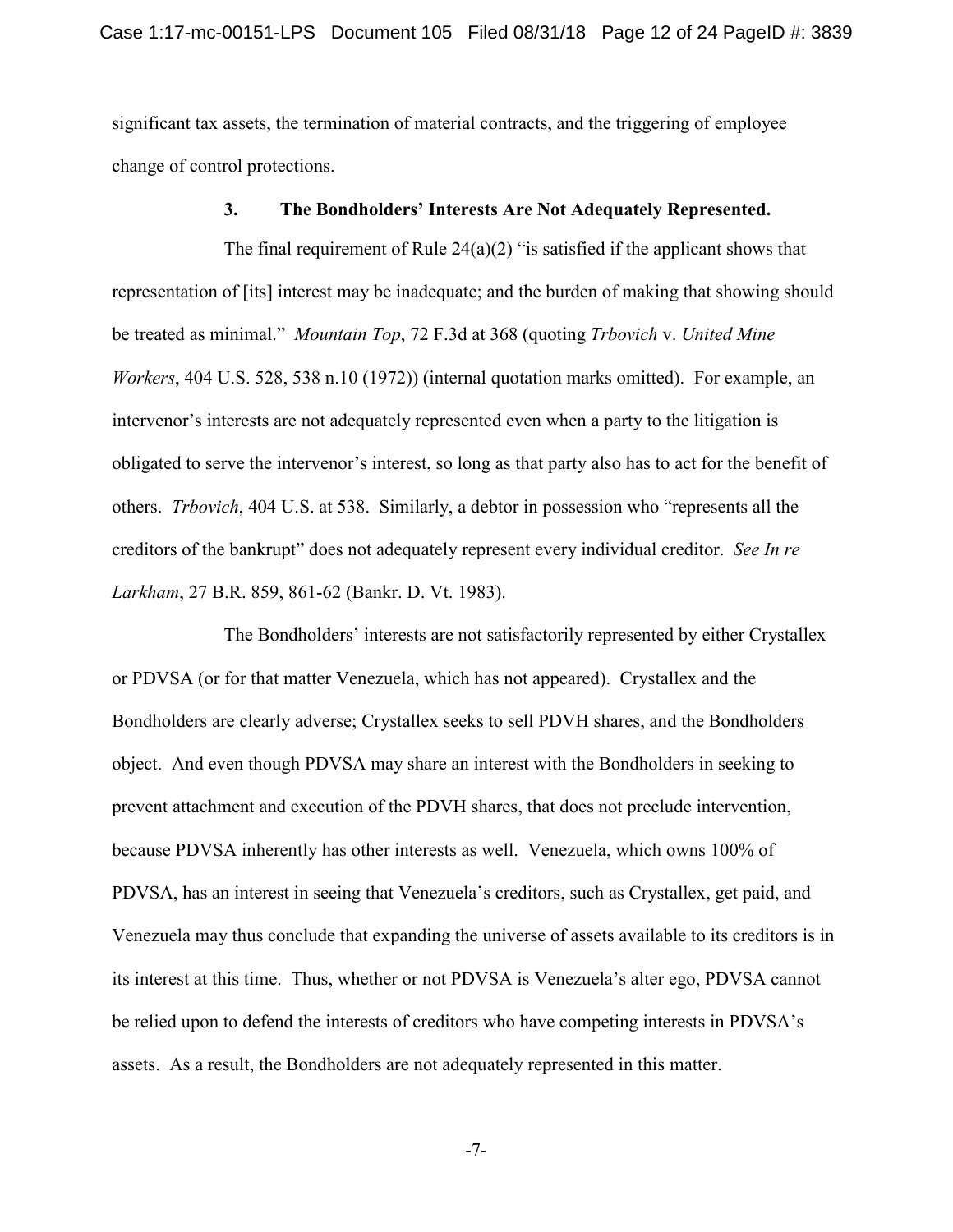significant tax assets, the termination of material contracts, and the triggering of employee change of control protections.

### 3. The Bondholders' Interests Are Not Adequately Represented.

The final requirement of Rule 24(a)(2) "is satisfied if the applicant shows that representation of [its] interest may be inadequate; and the burden of making that showing should be treated as minimal." *Mountain Top*, 72 F.3d at 368 (quoting *Trbovich* v. *United Mine Workers*, 404 U.S. 528, 538 n.10 (1972)) (internal quotation marks omitted). For example, an intervenor's interests are not adequately represented even when a party to the litigation is obligated to serve the intervenor's interest, so long as that party also has to act for the benefit of others. *Trbovich*, 404 U.S. at 538. Similarly, a debtor in possession who "represents all the creditors of the bankrupt" does not adequately represent every individual creditor. *See In re Larkham*, 27 B.R. 859, 861-62 (Bankr. D. Vt. 1983).

The Bondholders' interests are not satisfactorily represented by either Crystallex or PDVSA (or for that matter Venezuela, which has not appeared). Crystallex and the Bondholders are clearly adverse; Crystallex seeks to sell PDVH shares, and the Bondholders object. And even though PDVSA may share an interest with the Bondholders in seeking to prevent attachment and execution of the PDVH shares, that does not preclude intervention, because PDVSA inherently has other interests as well. Venezuela, which owns 100% of PDVSA, has an interest in seeing that Venezuela's creditors, such as Crystallex, get paid, and Venezuela may thus conclude that expanding the universe of assets available to its creditors is in its interest at this time. Thus, whether or not PDVSA is Venezuela's alter ego, PDVSA cannot be relied upon to defend the interests of creditors who have competing interests in PDVSA's assets. As a result, the Bondholders are not adequately represented in this matter.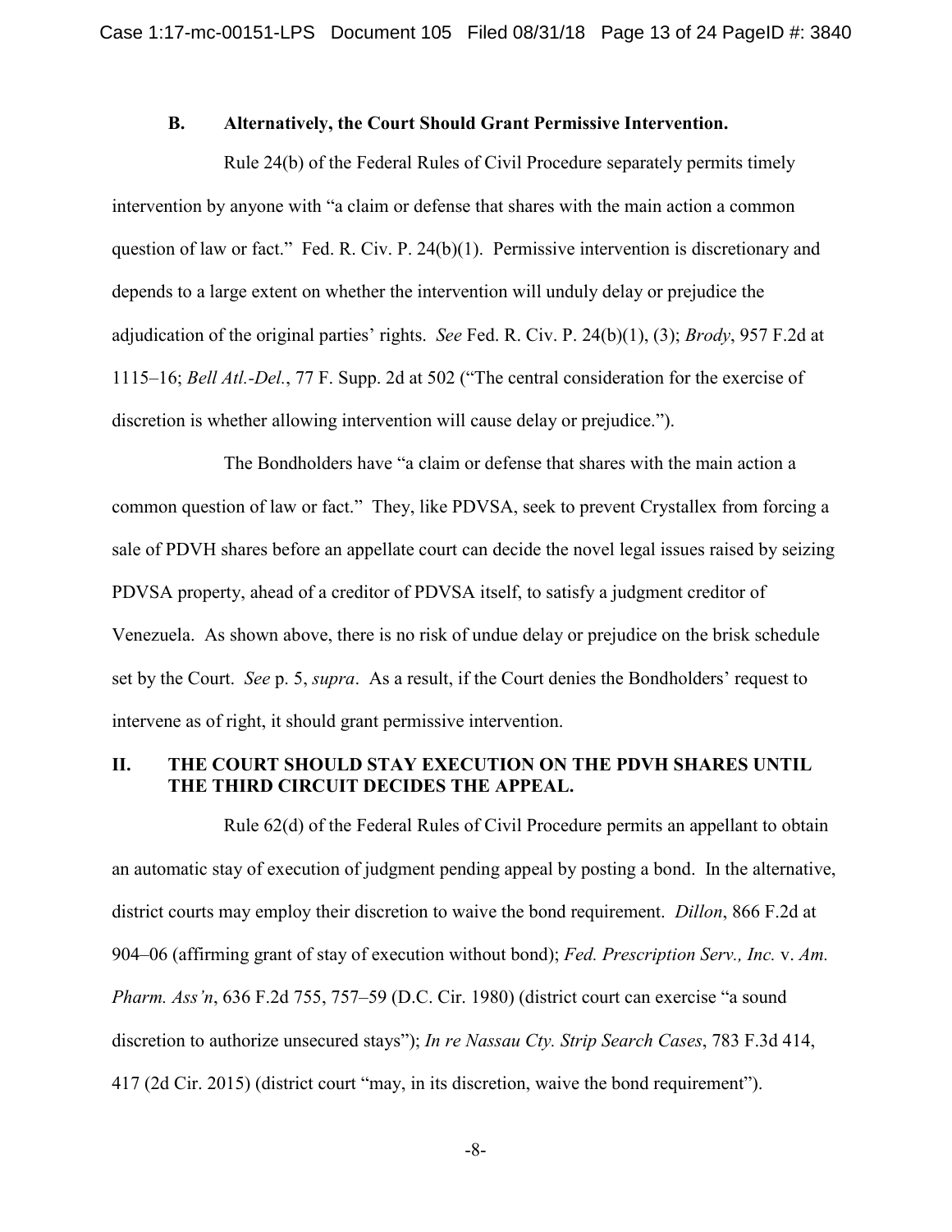### B. Alternatively, the Court Should Grant Permissive Intervention.

Rule 24(b) of the Federal Rules of Civil Procedure separately permits timely intervention by anyone with "a claim or defense that shares with the main action a common question of law or fact." Fed. R. Civ. P. 24(b)(1). Permissive intervention is discretionary and depends to a large extent on whether the intervention will unduly delay or prejudice the adjudication of the original parties' rights. *See* Fed. R. Civ. P. 24(b)(1), (3); *Brody*, 957 F.2d at 1115–16; *Bell Atl.-Del.*, 77 F. Supp. 2d at 502 ("The central consideration for the exercise of discretion is whether allowing intervention will cause delay or prejudice.").

The Bondholders have "a claim or defense that shares with the main action a common question of law or fact." They, like PDVSA, seek to prevent Crystallex from forcing a sale of PDVH shares before an appellate court can decide the novel legal issues raised by seizing PDVSA property, ahead of a creditor of PDVSA itself, to satisfy a judgment creditor of Venezuela. As shown above, there is no risk of undue delay or prejudice on the brisk schedule set by the Court. *See* p. 5, *supra*. As a result, if the Court denies the Bondholders' request to intervene as of right, it should grant permissive intervention.

## II. THE COURT SHOULD STAY EXECUTION ON THE PDVH SHARES UNTIL THE THIRD CIRCUIT DECIDES THE APPEAL.

Rule 62(d) of the Federal Rules of Civil Procedure permits an appellant to obtain an automatic stay of execution of judgment pending appeal by posting a bond. In the alternative, district courts may employ their discretion to waive the bond requirement. *Dillon*, 866 F.2d at 904–06 (affirming grant of stay of execution without bond); *Fed. Prescription Serv., Inc.* v. *Am. Pharm. Ass'n*, 636 F.2d 755, 757–59 (D.C. Cir. 1980) (district court can exercise "a sound discretion to authorize unsecured stays"); *In re Nassau Cty. Strip Search Cases*, 783 F.3d 414, 417 (2d Cir. 2015) (district court "may, in its discretion, waive the bond requirement").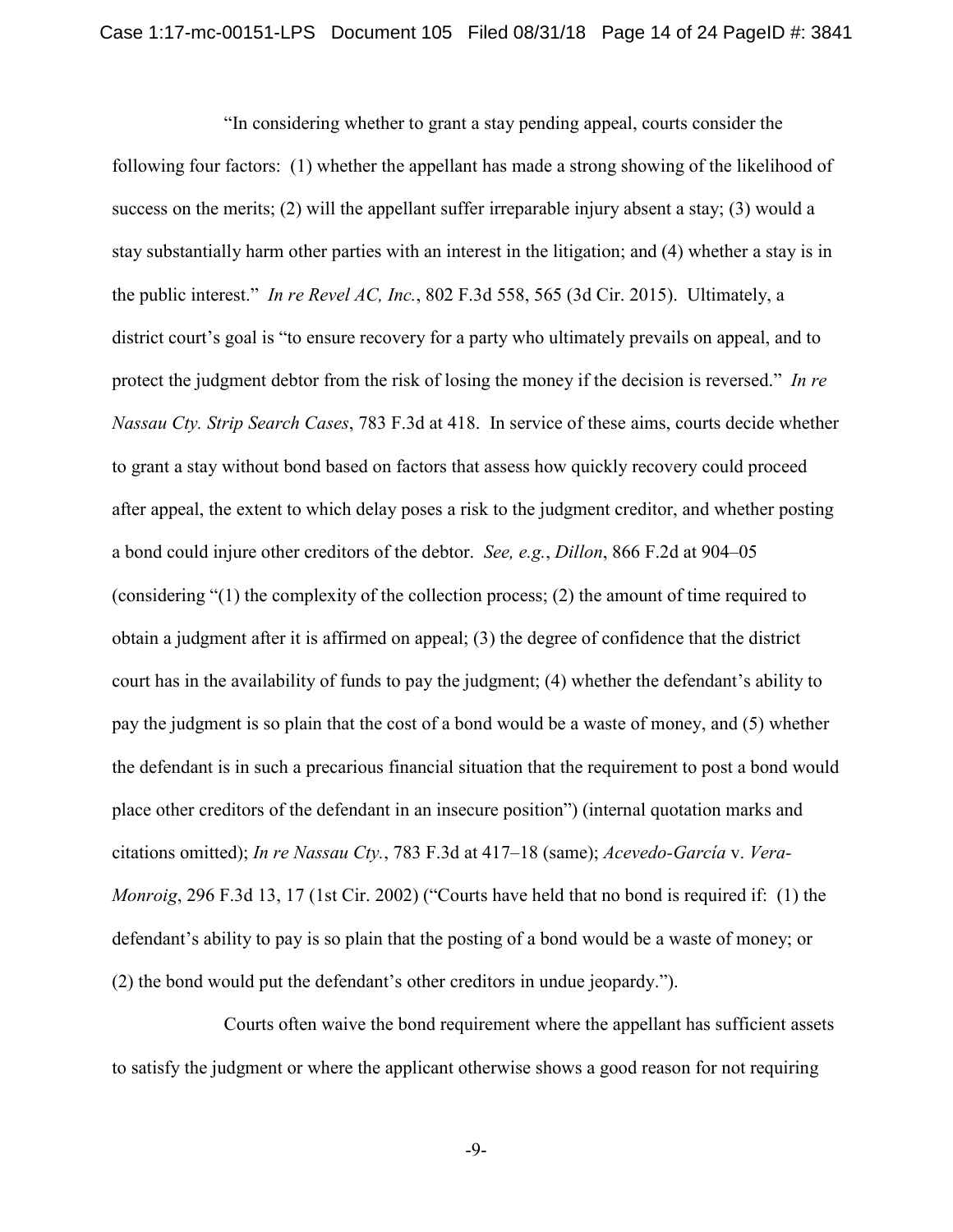"In considering whether to grant a stay pending appeal, courts consider the following four factors: (1) whether the appellant has made a strong showing of the likelihood of success on the merits; (2) will the appellant suffer irreparable injury absent a stay; (3) would a stay substantially harm other parties with an interest in the litigation; and (4) whether a stay is in the public interest." *In re Revel AC, Inc.*, 802 F.3d 558, 565 (3d Cir. 2015). Ultimately, a district court's goal is "to ensure recovery for a party who ultimately prevails on appeal, and to protect the judgment debtor from the risk of losing the money if the decision is reversed." *In re Nassau Cty. Strip Search Cases*, 783 F.3d at 418. In service of these aims, courts decide whether to grant a stay without bond based on factors that assess how quickly recovery could proceed after appeal, the extent to which delay poses a risk to the judgment creditor, and whether posting a bond could injure other creditors of the debtor. *See, e.g.*, *Dillon*, 866 F.2d at 904–05 (considering "(1) the complexity of the collection process; (2) the amount of time required to obtain a judgment after it is affirmed on appeal; (3) the degree of confidence that the district court has in the availability of funds to pay the judgment; (4) whether the defendant's ability to pay the judgment is so plain that the cost of a bond would be a waste of money, and (5) whether the defendant is in such a precarious financial situation that the requirement to post a bond would place other creditors of the defendant in an insecure position") (internal quotation marks and citations omitted); *In re Nassau Cty.*, 783 F.3d at 417–18 (same); *Acevedo-García* v. *Vera-Monroig*, 296 F.3d 13, 17 (1st Cir. 2002) ("Courts have held that no bond is required if: (1) the defendant's ability to pay is so plain that the posting of a bond would be a waste of money; or (2) the bond would put the defendant's other creditors in undue jeopardy.").

Courts often waive the bond requirement where the appellant has sufficient assets to satisfy the judgment or where the applicant otherwise shows a good reason for not requiring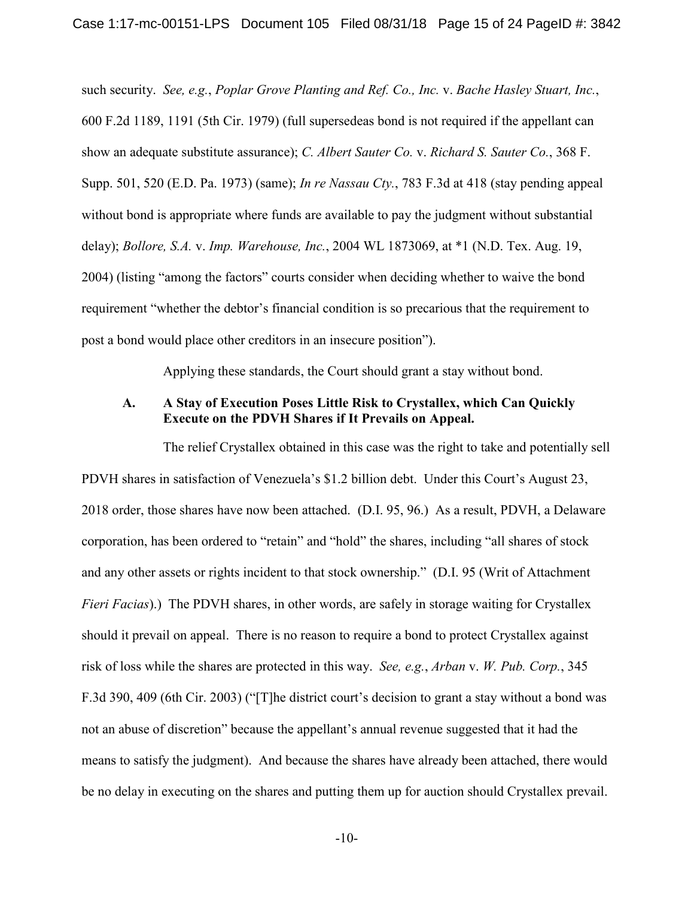such security. *See, e.g.*, *Poplar Grove Planting and Ref. Co., Inc.* v. *Bache Hasley Stuart, Inc.*, 600 F.2d 1189, 1191 (5th Cir. 1979) (full supersedeas bond is not required if the appellant can show an adequate substitute assurance); *C. Albert Sauter Co.* v. *Richard S. Sauter Co.*, 368 F. Supp. 501, 520 (E.D. Pa. 1973) (same); *In re Nassau Cty.*, 783 F.3d at 418 (stay pending appeal without bond is appropriate where funds are available to pay the judgment without substantial delay); *Bollore, S.A.* v. *Imp. Warehouse, Inc.*, 2004 WL 1873069, at *1 (N.D. Tex. Aug. 19, 2004) (listing "among the factors" courts consider when deciding whether to waive the bond requirement "whether the debtor's financial condition is so precarious that the requirement to post a bond would place other creditors in an insecure position").

Applying these standards, the Court should grant a stay without bond.

### A. A Stay of Execution Poses Little Risk to Crystallex, which Can Quickly Execute on the PDVH Shares if It Prevails on Appeal.

The relief Crystallex obtained in this case was the right to take and potentially sell PDVH shares in satisfaction of Venezuela's $1.2 billion debt. Under this Court's August 23, 2018 order, those shares have now been attached. (D.I. 95, 96.) As a result, PDVH, a Delaware corporation, has been ordered to "retain" and "hold" the shares, including "all shares of stock and any other assets or rights incident to that stock ownership." (D.I. 95 (Writ of Attachment *Fieri Facias*).) The PDVH shares, in other words, are safely in storage waiting for Crystallex should it prevail on appeal. There is no reason to require a bond to protect Crystallex against risk of loss while the shares are protected in this way. *See, e.g.*, *Arban* v. *W. Pub. Corp.*, 345 F.3d 390, 409 (6th Cir. 2003) ("[T]he district court's decision to grant a stay without a bond was not an abuse of discretion" because the appellant's annual revenue suggested that it had the means to satisfy the judgment). And because the shares have already been attached, there would be no delay in executing on the shares and putting them up for auction should Crystallex prevail.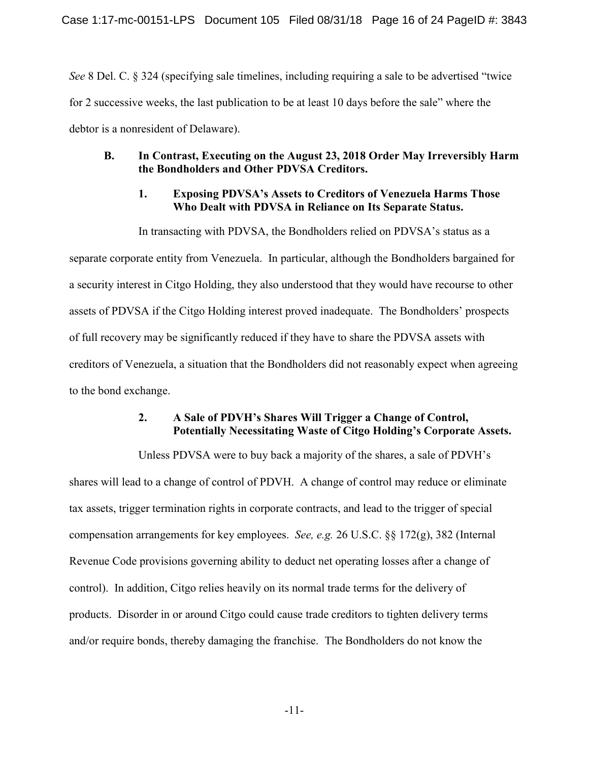*See* 8 Del. C. § 324 (specifying sale timelines, including requiring a sale to be advertised "twice for 2 successive weeks, the last publication to be at least 10 days before the sale" where the debtor is a nonresident of Delaware).

### B. In Contrast, Executing on the August 23, 2018 Order May Irreversibly Harm the Bondholders and Other PDVSA Creditors.

#### 1. Exposing PDVSA's Assets to Creditors of Venezuela Harms Those Who Dealt with PDVSA in Reliance on Its Separate Status.

In transacting with PDVSA, the Bondholders relied on PDVSA's status as a separate corporate entity from Venezuela. In particular, although the Bondholders bargained for a security interest in Citgo Holding, they also understood that they would have recourse to other assets of PDVSA if the Citgo Holding interest proved inadequate. The Bondholders' prospects of full recovery may be significantly reduced if they have to share the PDVSA assets with creditors of Venezuela, a situation that the Bondholders did not reasonably expect when agreeing to the bond exchange.

#### 2. A Sale of PDVH's Shares Will Trigger a Change of Control, Potentially Necessitating Waste of Citgo Holding's Corporate Assets.

Unless PDVSA were to buy back a majority of the shares, a sale of PDVH's shares will lead to a change of control of PDVH. A change of control may reduce or eliminate tax assets, trigger termination rights in corporate contracts, and lead to the trigger of special compensation arrangements for key employees. *See, e.g.* 26 U.S.C. §§ 172(g), 382 (Internal Revenue Code provisions governing ability to deduct net operating losses after a change of control). In addition, Citgo relies heavily on its normal trade terms for the delivery of products. Disorder in or around Citgo could cause trade creditors to tighten delivery terms and/or require bonds, thereby damaging the franchise. The Bondholders do not know the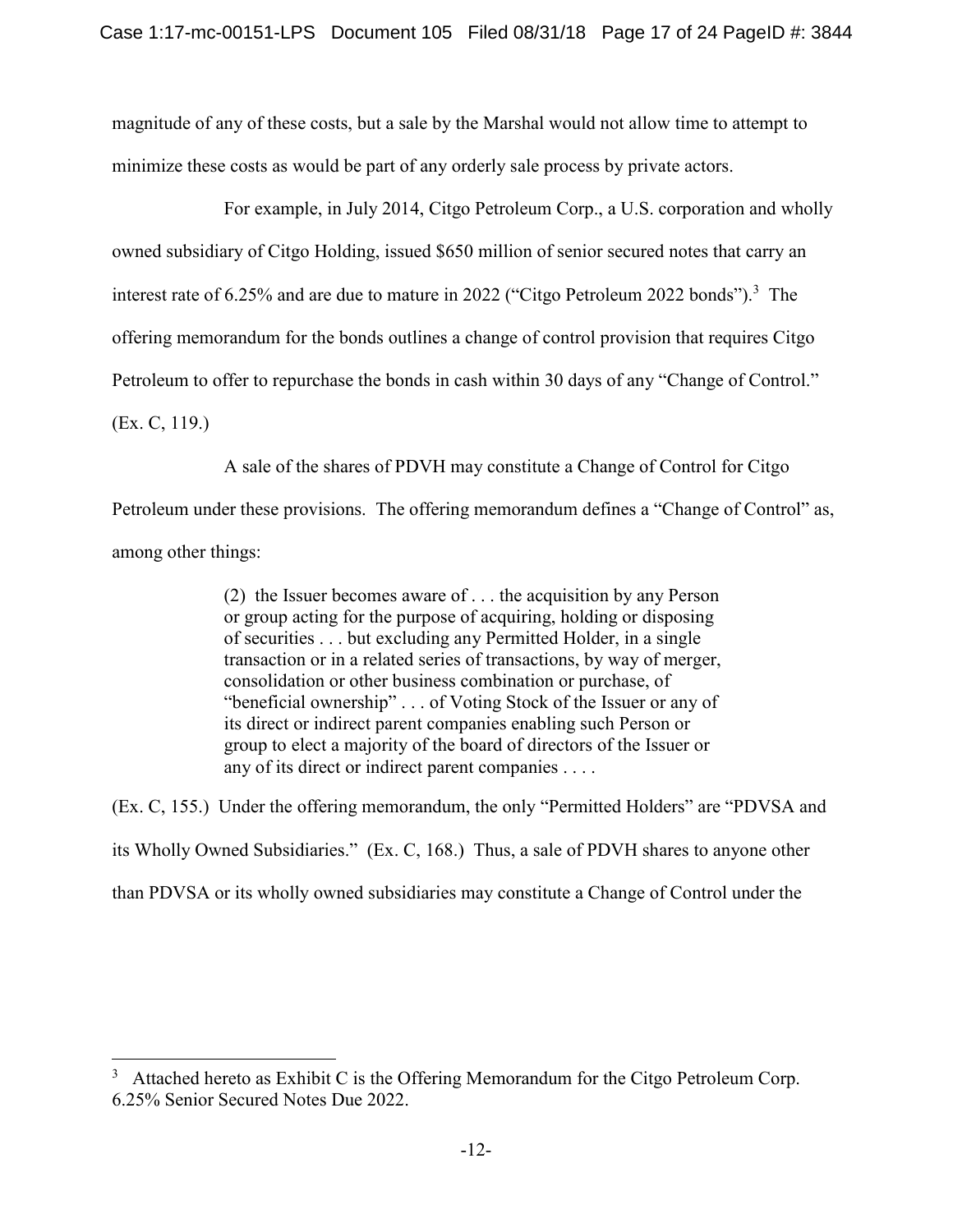magnitude of any of these costs, but a sale by the Marshal would not allow time to attempt to minimize these costs as would be part of any orderly sale process by private actors.

For example, in July 2014, Citgo Petroleum Corp., a U.S. corporation and wholly owned subsidiary of Citgo Holding, issued $650 million of senior secured notes that carry an interest rate of 6.25% and are due to mature in 2022 ("Citgo Petroleum 2022 bonds").[3] The offering memorandum for the bonds outlines a change of control provision that requires Citgo Petroleum to offer to repurchase the bonds in cash within 30 days of any "Change of Control." (Ex. C, 119.)

A sale of the shares of PDVH may constitute a Change of Control for Citgo Petroleum under these provisions. The offering memorandum defines a "Change of Control" as, among other things:

> (2) the Issuer becomes aware of . . . the acquisition by any Person or group acting for the purpose of acquiring, holding or disposing of securities . . . but excluding any Permitted Holder, in a single transaction or in a related series of transactions, by way of merger, consolidation or other business combination or purchase, of "beneficial ownership" . . . of Voting Stock of the Issuer or any of its direct or indirect parent companies enabling such Person or group to elect a majority of the board of directors of the Issuer or any of its direct or indirect parent companies . . . .

(Ex. C, 155.) Under the offering memorandum, the only "Permitted Holders" are "PDVSA and its Wholly Owned Subsidiaries." (Ex. C, 168.) Thus, a sale of PDVH shares to anyone other than PDVSA or its wholly owned subsidiaries may constitute a Change of Control under the

---

[3] Attached hereto as Exhibit C is the Offering Memorandum for the Citgo Petroleum Corp. 6.25% Senior Secured Notes Due 2022.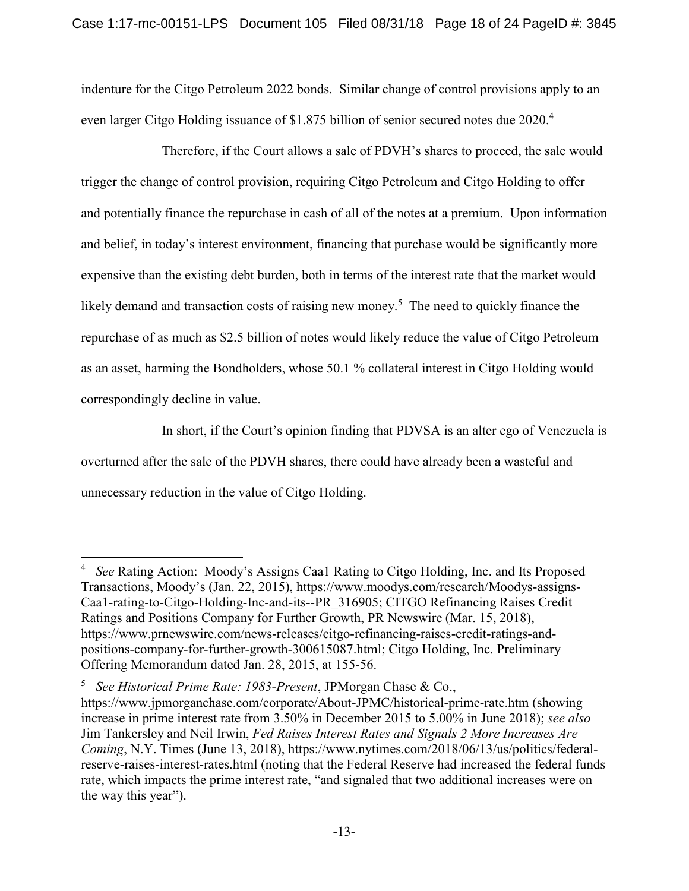indenture for the Citgo Petroleum 2022 bonds. Similar change of control provisions apply to an even larger Citgo Holding issuance of $1.875 billion of senior secured notes due 2020.[4]

Therefore, if the Court allows a sale of PDVH's shares to proceed, the sale would trigger the change of control provision, requiring Citgo Petroleum and Citgo Holding to offer and potentially finance the repurchase in cash of all of the notes at a premium. Upon information and belief, in today's interest environment, financing that purchase would be significantly more expensive than the existing debt burden, both in terms of the interest rate that the market would likely demand and transaction costs of raising new money.[5] The need to quickly finance the repurchase of as much as $2.5 billion of notes would likely reduce the value of Citgo Petroleum as an asset, harming the Bondholders, whose 50.1 % collateral interest in Citgo Holding would correspondingly decline in value.

In short, if the Court's opinion finding that PDVSA is an alter ego of Venezuela is overturned after the sale of the PDVH shares, there could have already been a wasteful and unnecessary reduction in the value of Citgo Holding.

---

[4] *See* Rating Action: Moody's Assigns Caa1 Rating to Citgo Holding, Inc. and Its Proposed Transactions, Moody's (Jan. 22, 2015), https://www.moodys.com/research/Moodys-assigns-Caa1-rating-to-Citgo-Holding-Inc-and-its--PR_316905; CITGO Refinancing Raises Credit Ratings and Positions Company for Further Growth, PR Newswire (Mar. 15, 2018), https://www.prnewswire.com/news-releases/citgo-refinancing-raises-credit-ratings-and-positions-company-for-further-growth-300615087.html; Citgo Holding, Inc. Preliminary Offering Memorandum dated Jan. 28, 2015, at 155-56.

[5] *See Historical Prime Rate: 1983-Present*, JPMorgan Chase & Co., https://www.jpmorganchase.com/corporate/About-JPMC/historical-prime-rate.htm (showing increase in prime interest rate from 3.50% in December 2015 to 5.00% in June 2018); *see also* Jim Tankersley and Neil Irwin, *Fed Raises Interest Rates and Signals 2 More Increases Are Coming*, N.Y. Times (June 13, 2018), https://www.nytimes.com/2018/06/13/us/politics/federal-reserve-raises-interest-rates.html (noting that the Federal Reserve had increased the federal funds rate, which impacts the prime interest rate, "and signaled that two additional increases were on the way this year").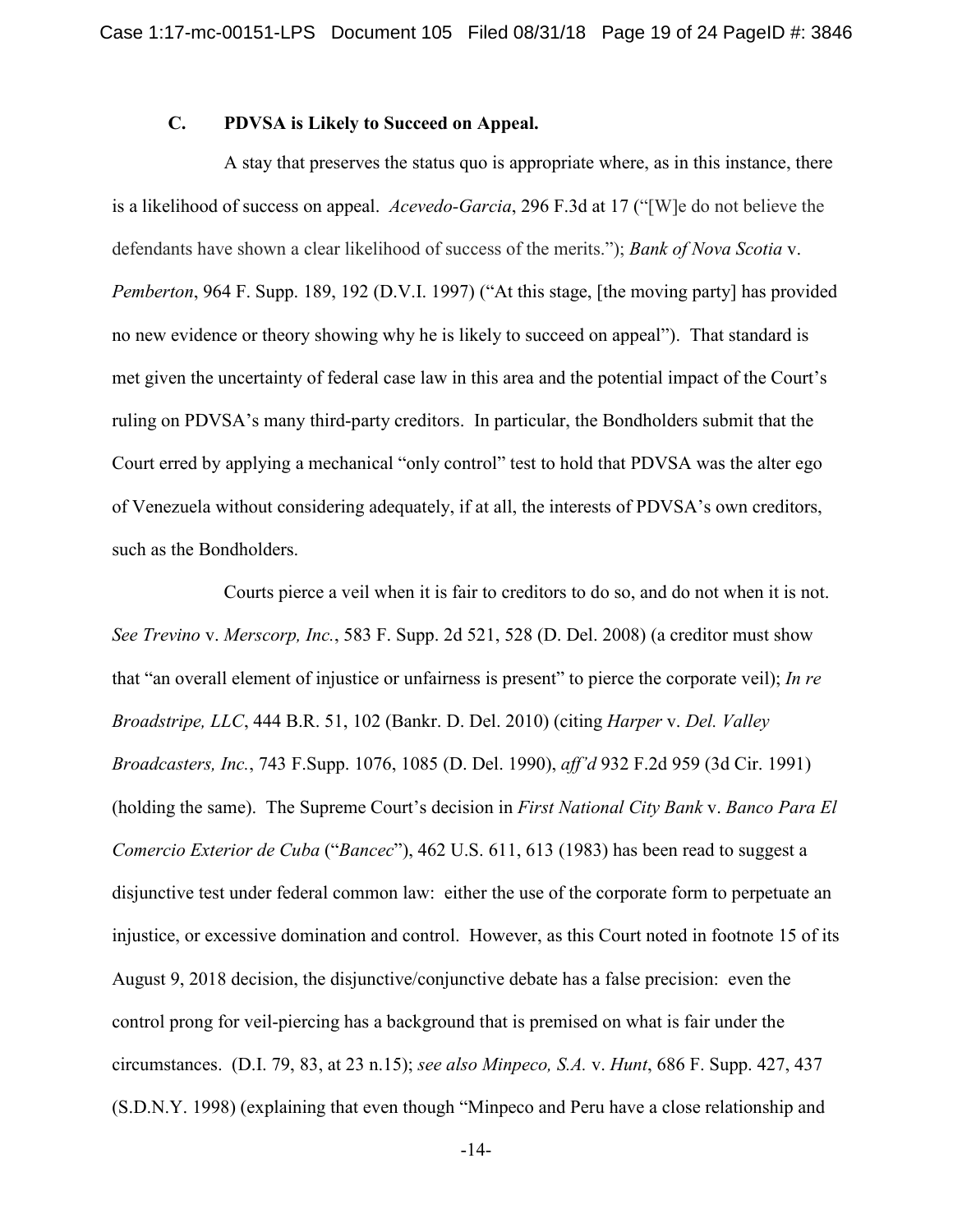### C. PDVSA is Likely to Succeed on Appeal.

A stay that preserves the status quo is appropriate where, as in this instance, there is a likelihood of success on appeal. *Acevedo-Garcia*, 296 F.3d at 17 ("[W]e do not believe the defendants have shown a clear likelihood of success of the merits."); *Bank of Nova Scotia* v. *Pemberton*, 964 F. Supp. 189, 192 (D.V.I. 1997) ("At this stage, [the moving party] has provided no new evidence or theory showing why he is likely to succeed on appeal"). That standard is met given the uncertainty of federal case law in this area and the potential impact of the Court's ruling on PDVSA's many third-party creditors. In particular, the Bondholders submit that the Court erred by applying a mechanical "only control" test to hold that PDVSA was the alter ego of Venezuela without considering adequately, if at all, the interests of PDVSA's own creditors, such as the Bondholders.

Courts pierce a veil when it is fair to creditors to do so, and do not when it is not. *See Trevino* v. *Merscorp, Inc.*, 583 F. Supp. 2d 521, 528 (D. Del. 2008) (a creditor must show that "an overall element of injustice or unfairness is present" to pierce the corporate veil); *In re Broadstripe, LLC*, 444 B.R. 51, 102 (Bankr. D. Del. 2010) (citing *Harper* v. *Del. Valley Broadcasters, Inc.*, 743 F.Supp. 1076, 1085 (D. Del. 1990), *aff'd* 932 F.2d 959 (3d Cir. 1991) (holding the same). The Supreme Court's decision in *First National City Bank* v. *Banco Para El Comercio Exterior de Cuba* ("*Bancec*"), 462 U.S. 611, 613 (1983) has been read to suggest a disjunctive test under federal common law: either the use of the corporate form to perpetuate an injustice, or excessive domination and control. However, as this Court noted in footnote 15 of its August 9, 2018 decision, the disjunctive/conjunctive debate has a false precision: even the control prong for veil-piercing has a background that is premised on what is fair under the circumstances. (D.I. 79, 83, at 23 n.15); *see also Minpeco, S.A.* v. *Hunt*, 686 F. Supp. 427, 437 (S.D.N.Y. 1998) (explaining that even though "Minpeco and Peru have a close relationship and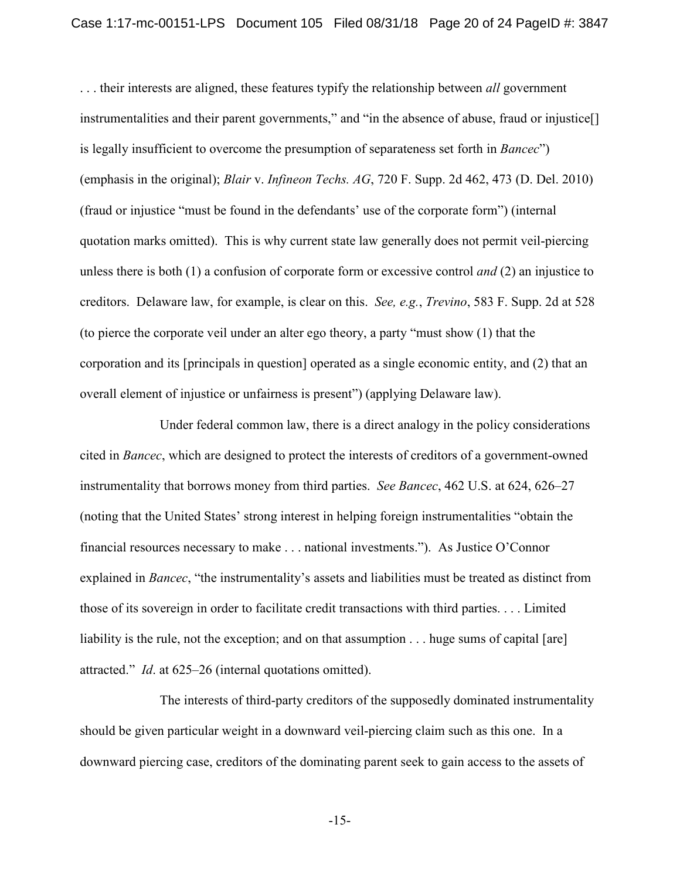. . . their interests are aligned, these features typify the relationship between *all* government instrumentalities and their parent governments," and "in the absence of abuse, fraud or injustice[] is legally insufficient to overcome the presumption of separateness set forth in *Bancec*") (emphasis in the original); *Blair* v. *Infineon Techs. AG*, 720 F. Supp. 2d 462, 473 (D. Del. 2010) (fraud or injustice "must be found in the defendants' use of the corporate form") (internal quotation marks omitted). This is why current state law generally does not permit veil-piercing unless there is both (1) a confusion of corporate form or excessive control *and* (2) an injustice to creditors. Delaware law, for example, is clear on this. *See, e.g.*, *Trevino*, 583 F. Supp. 2d at 528 (to pierce the corporate veil under an alter ego theory, a party "must show (1) that the corporation and its [principals in question] operated as a single economic entity, and (2) that an overall element of injustice or unfairness is present") (applying Delaware law).

Under federal common law, there is a direct analogy in the policy considerations cited in *Bancec*, which are designed to protect the interests of creditors of a government-owned instrumentality that borrows money from third parties. *See Bancec*, 462 U.S. at 624, 626–27 (noting that the United States' strong interest in helping foreign instrumentalities "obtain the financial resources necessary to make . . . national investments."). As Justice O'Connor explained in *Bancec*, "the instrumentality's assets and liabilities must be treated as distinct from those of its sovereign in order to facilitate credit transactions with third parties. . . . Limited liability is the rule, not the exception; and on that assumption . . . huge sums of capital [are] attracted." *Id*. at 625–26 (internal quotations omitted).

The interests of third-party creditors of the supposedly dominated instrumentality should be given particular weight in a downward veil-piercing claim such as this one. In a downward piercing case, creditors of the dominating parent seek to gain access to the assets of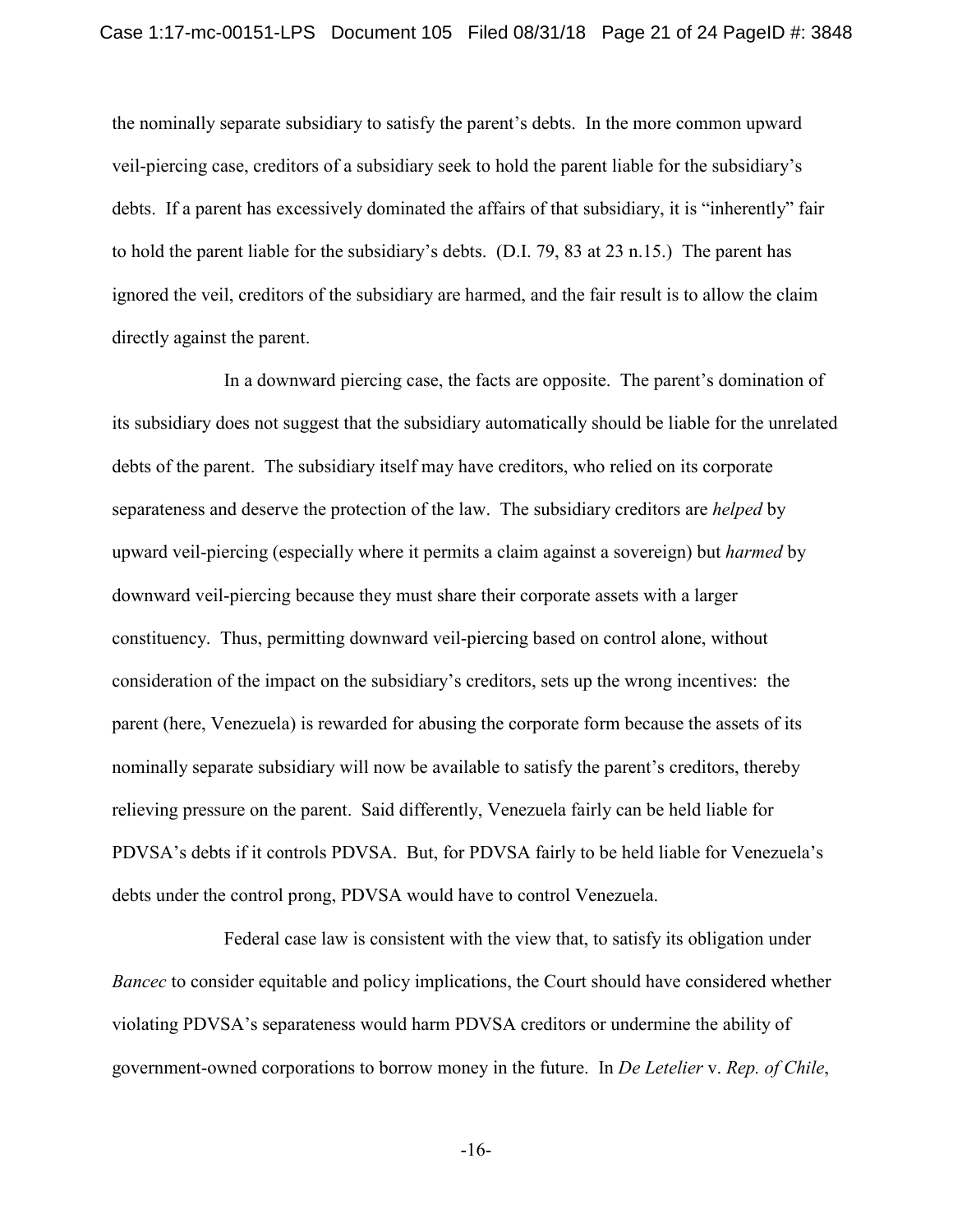the nominally separate subsidiary to satisfy the parent's debts. In the more common upward veil-piercing case, creditors of a subsidiary seek to hold the parent liable for the subsidiary's debts. If a parent has excessively dominated the affairs of that subsidiary, it is "inherently" fair to hold the parent liable for the subsidiary's debts. (D.I. 79, 83 at 23 n.15.) The parent has ignored the veil, creditors of the subsidiary are harmed, and the fair result is to allow the claim directly against the parent.

In a downward piercing case, the facts are opposite. The parent's domination of its subsidiary does not suggest that the subsidiary automatically should be liable for the unrelated debts of the parent. The subsidiary itself may have creditors, who relied on its corporate separateness and deserve the protection of the law. The subsidiary creditors are *helped* by upward veil-piercing (especially where it permits a claim against a sovereign) but *harmed* by downward veil-piercing because they must share their corporate assets with a larger constituency. Thus, permitting downward veil-piercing based on control alone, without consideration of the impact on the subsidiary's creditors, sets up the wrong incentives: the parent (here, Venezuela) is rewarded for abusing the corporate form because the assets of its nominally separate subsidiary will now be available to satisfy the parent's creditors, thereby relieving pressure on the parent. Said differently, Venezuela fairly can be held liable for PDVSA's debts if it controls PDVSA. But, for PDVSA fairly to be held liable for Venezuela's debts under the control prong, PDVSA would have to control Venezuela.

Federal case law is consistent with the view that, to satisfy its obligation under *Bancec* to consider equitable and policy implications, the Court should have considered whether violating PDVSA's separateness would harm PDVSA creditors or undermine the ability of government-owned corporations to borrow money in the future. In *De Letelier* v. *Rep. of Chile*,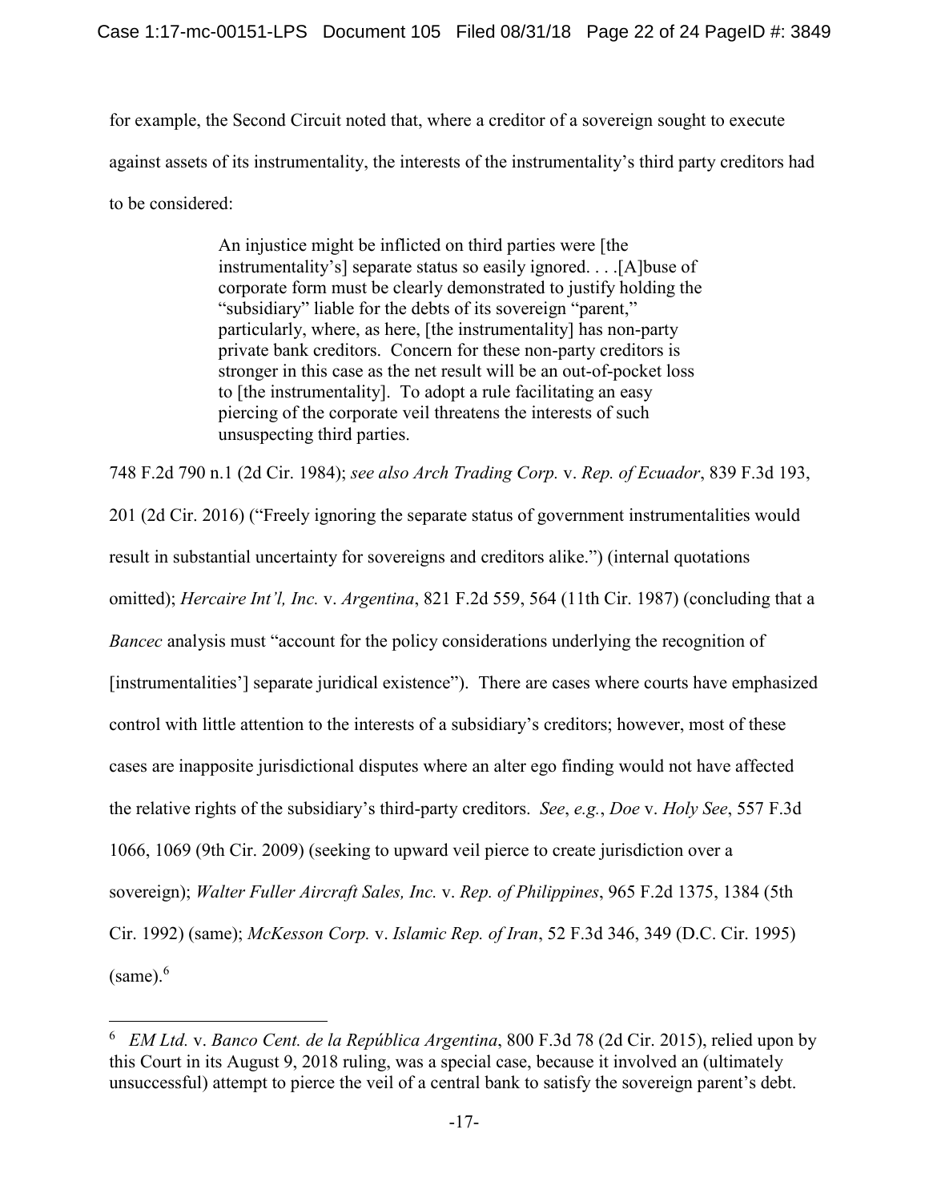for example, the Second Circuit noted that, where a creditor of a sovereign sought to execute against assets of its instrumentality, the interests of the instrumentality's third party creditors had to be considered:

> An injustice might be inflicted on third parties were [the instrumentality's] separate status so easily ignored. . . .[A]buse of corporate form must be clearly demonstrated to justify holding the "subsidiary" liable for the debts of its sovereign "parent," particularly, where, as here, [the instrumentality] has non-party private bank creditors. Concern for these non-party creditors is stronger in this case as the net result will be an out-of-pocket loss to [the instrumentality]. To adopt a rule facilitating an easy piercing of the corporate veil threatens the interests of such unsuspecting third parties.

748 F.2d 790 n.1 (2d Cir. 1984); *see also Arch Trading Corp.* v. *Rep. of Ecuador*, 839 F.3d 193, 201 (2d Cir. 2016) ("Freely ignoring the separate status of government instrumentalities would result in substantial uncertainty for sovereigns and creditors alike.") (internal quotations omitted); *Hercaire Int'l, Inc.* v. *Argentina*, 821 F.2d 559, 564 (11th Cir. 1987) (concluding that a *Bancec* analysis must "account for the policy considerations underlying the recognition of [instrumentalities'] separate juridical existence"). There are cases where courts have emphasized control with little attention to the interests of a subsidiary's creditors; however, most of these cases are inapposite jurisdictional disputes where an alter ego finding would not have affected the relative rights of the subsidiary's third-party creditors. *See*, *e.g.*, *Doe* v. *Holy See*, 557 F.3d 1066, 1069 (9th Cir. 2009) (seeking to upward veil pierce to create jurisdiction over a sovereign); *Walter Fuller Aircraft Sales, Inc.* v. *Rep. of Philippines*, 965 F.2d 1375, 1384 (5th Cir. 1992) (same); *McKesson Corp.* v. *Islamic Rep. of Iran*, 52 F.3d 346, 349 (D.C. Cir. 1995) (same).[6]

[6] *EM Ltd.* v. *Banco Cent. de la República Argentina*, 800 F.3d 78 (2d Cir. 2015), relied upon by this Court in its August 9, 2018 ruling, was a special case, because it involved an (ultimately unsuccessful) attempt to pierce the veil of a central bank to satisfy the sovereign parent's debt.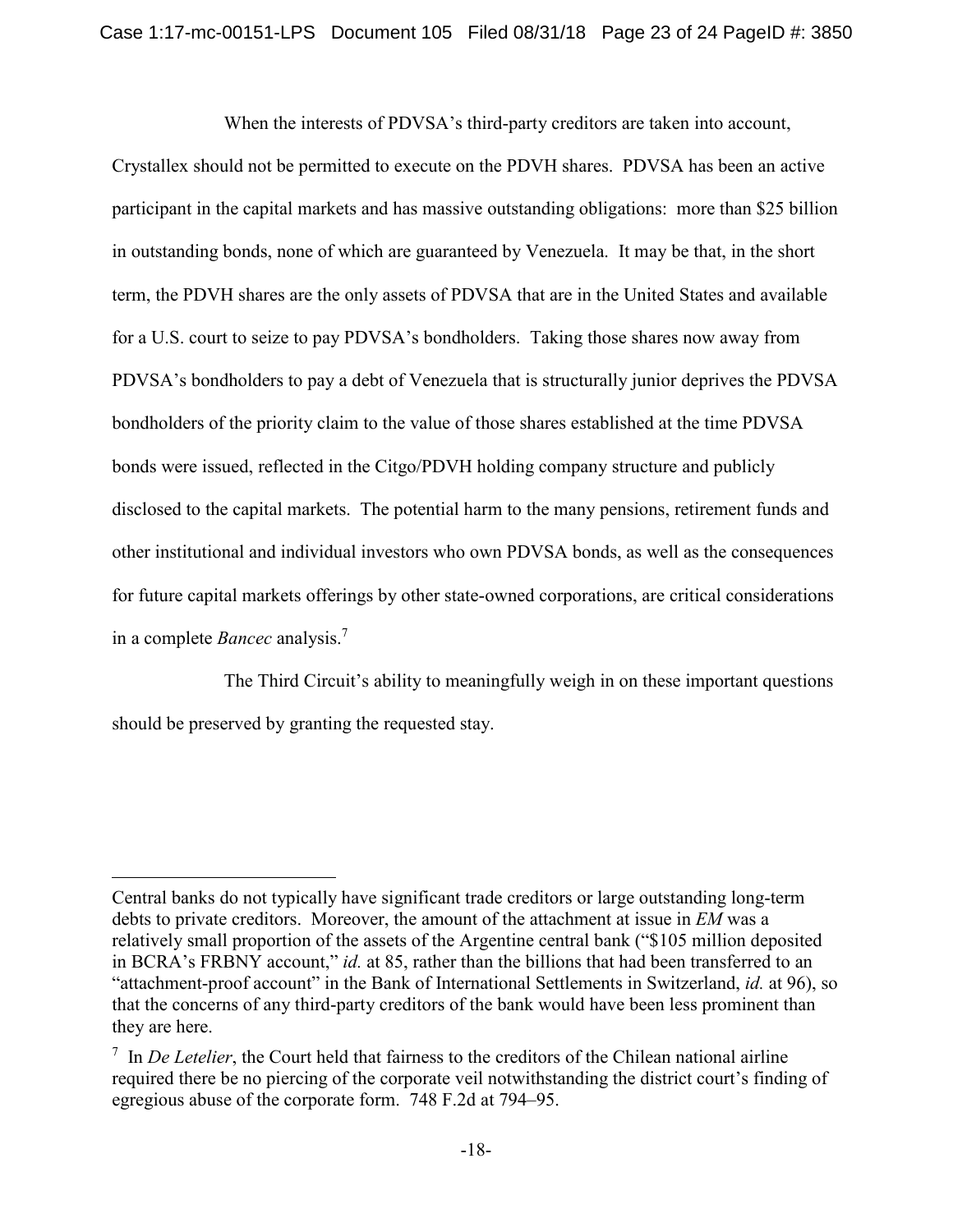When the interests of PDVSA's third-party creditors are taken into account, Crystallex should not be permitted to execute on the PDVH shares. PDVSA has been an active participant in the capital markets and has massive outstanding obligations: more than $25 billion in outstanding bonds, none of which are guaranteed by Venezuela. It may be that, in the short term, the PDVH shares are the only assets of PDVSA that are in the United States and available for a U.S. court to seize to pay PDVSA's bondholders. Taking those shares now away from PDVSA's bondholders to pay a debt of Venezuela that is structurally junior deprives the PDVSA bondholders of the priority claim to the value of those shares established at the time PDVSA bonds were issued, reflected in the Citgo/PDVH holding company structure and publicly disclosed to the capital markets. The potential harm to the many pensions, retirement funds and other institutional and individual investors who own PDVSA bonds, as well as the consequences for future capital markets offerings by other state-owned corporations, are critical considerations in a complete *Bancec* analysis.[7]

The Third Circuit's ability to meaningfully weigh in on these important questions should be preserved by granting the requested stay.

---

Central banks do not typically have significant trade creditors or large outstanding long-term debts to private creditors. Moreover, the amount of the attachment at issue in *EM* was a relatively small proportion of the assets of the Argentine central bank ("$105 million deposited in BCRA's FRBNY account," *id.* at 85, rather than the billions that had been transferred to an "attachment-proof account" in the Bank of International Settlements in Switzerland, *id.* at 96), so that the concerns of any third-party creditors of the bank would have been less prominent than they are here.

[7] In *De Letelier*, the Court held that fairness to the creditors of the Chilean national airline required there be no piercing of the corporate veil notwithstanding the district court's finding of egregious abuse of the corporate form. 748 F.2d at 794–95.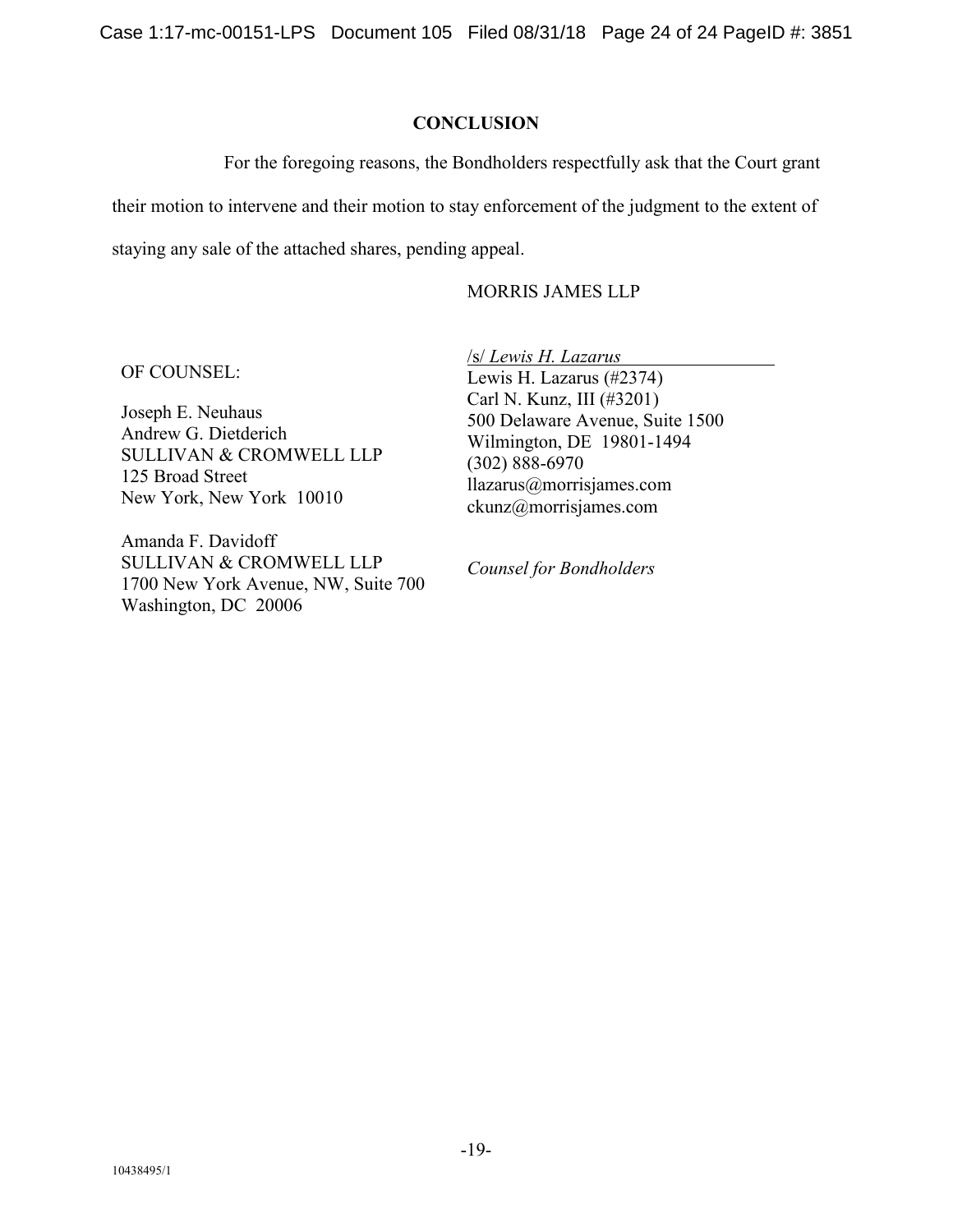## CONCLUSION

For the foregoing reasons, the Bondholders respectfully ask that the Court grant their motion to intervene and their motion to stay enforcement of the judgment to the extent of staying any sale of the attached shares, pending appeal.

MORRIS JAMES LLP

/s/ *Lewis H. Lazarus*
Lewis H. Lazarus (#2374)
Carl N. Kunz, III (#3201)
500 Delaware Avenue, Suite 1500
Wilmington, DE 19801-1494
(302) 888-6970
llazarus@morrisjames.com
ckunz@morrisjames.com

*Counsel for Bondholders*

OF COUNSEL:

Joseph E. Neuhaus
Andrew G. Dietderich
SULLIVAN & CROMWELL LLP
125 Broad Street
New York, New York 10010

Amanda F. Davidoff
SULLIVAN & CROMWELL LLP
1700 New York Avenue, NW, Suite 700
Washington, DC 20006

10438495/1